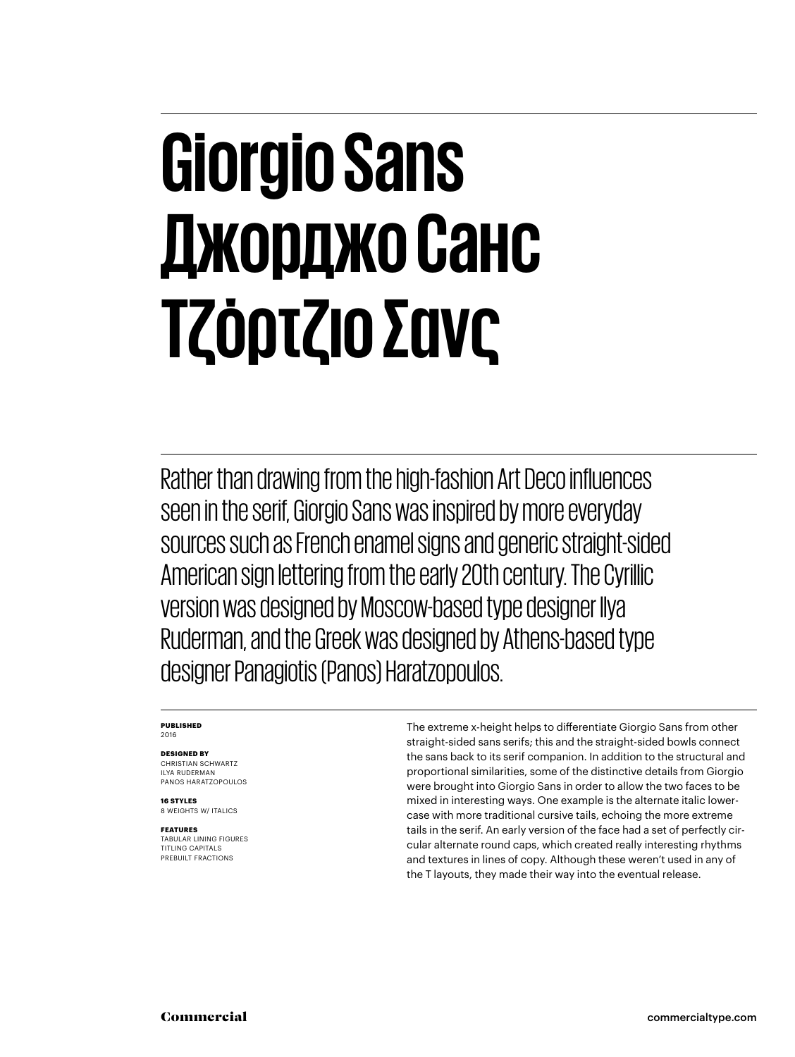# Giorgio Sans
# Джорджо Санс
# Τζόρτζιο Σανς

Rather than drawing from the high-fashion Art Deco influences seen in the serif, Giorgio Sans was inspired by more everyday sources such as French enamel signs and generic straight-sided American sign lettering from the early 20th century. The Cyrillic version was designed by Moscow-based type designer Ilya Ruderman, and the Greek was designed by Athens-based type designer Panagiotis (Panos) Haratzopoulos.

**PUBLISHED**
2016

**DESIGNED BY**
CHRISTIAN SCHWARTZ
ILYA RUDERMAN
PANOS HARATZOPOULOS

**16 STYLES**
8 WEIGHTS W/ ITALICS

**FEATURES**
TABULAR LINING FIGURES
TITLING CAPITALS
PREBUILT FRACTIONS

The extreme x-height helps to differentiate Giorgio Sans from other straight-sided sans serifs; this and the straight-sided bowls connect the sans back to its serif companion. In addition to the structural and proportional similarities, some of the distinctive details from Giorgio were brought into Giorgio Sans in order to allow the two faces to be mixed in interesting ways. One example is the alternate italic lowercase with more traditional cursive tails, echoing the more extreme tails in the serif. An early version of the face had a set of perfectly circular alternate round caps, which created really interesting rhythms and textures in lines of copy. Although these weren't used in any of the T layouts, they made their way into the eventual release.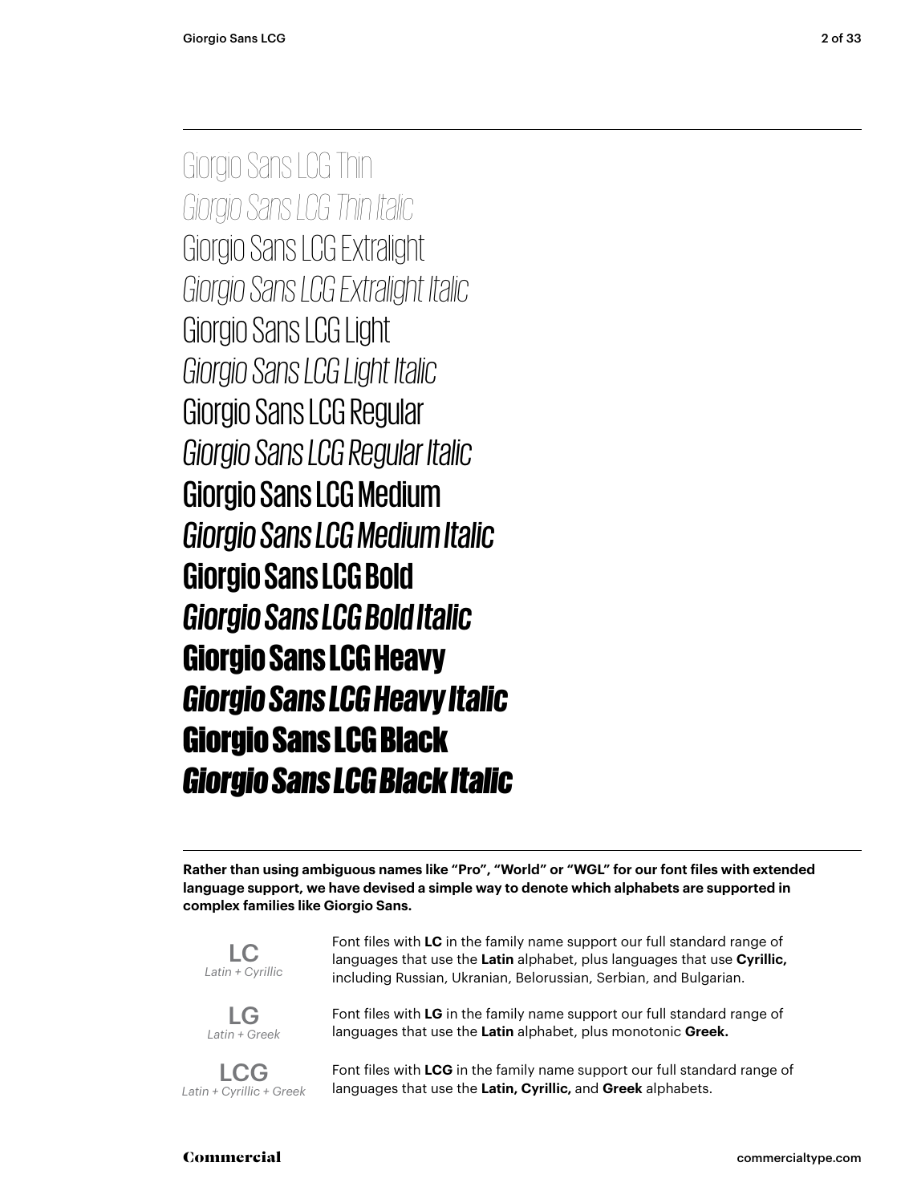Giorgio Sans LCG Thin

*Giorgio Sans LCG Thin Italic*

Giorgio Sans LCG Extralight

*Giorgio Sans LCG Extralight Italic*

Giorgio Sans LCG Light

*Giorgio Sans LCG Light Italic*

Giorgio Sans LCG Regular

*Giorgio Sans LCG Regular Italic*

Giorgio Sans LCG Medium

*Giorgio Sans LCG Medium Italic*

**Giorgio Sans LCG Bold**

***Giorgio Sans LCG Bold Italic***

**Giorgio Sans LCG Heavy**

***Giorgio Sans LCG Heavy Italic***

**Giorgio Sans LCG Black**

***Giorgio Sans LCG Black Italic***

**Rather than using ambiguous names like "Pro", "World" or "WGL" for our font files with extended language support, we have devised a simple way to denote which alphabets are supported in complex families like Giorgio Sans.**

LC
*Latin + Cyrillic*

Font files with **LC** in the family name support our full standard range of languages that use the **Latin** alphabet, plus languages that use **Cyrillic,** including Russian, Ukranian, Belorussian, Serbian, and Bulgarian.

LG
*Latin + Greek*

Font files with **LG** in the family name support our full standard range of languages that use the **Latin** alphabet, plus monotonic **Greek.**

LCG
*Latin + Cyrillic + Greek*

Font files with **LCG** in the family name support our full standard range of languages that use the **Latin, Cyrillic,** and **Greek** alphabets.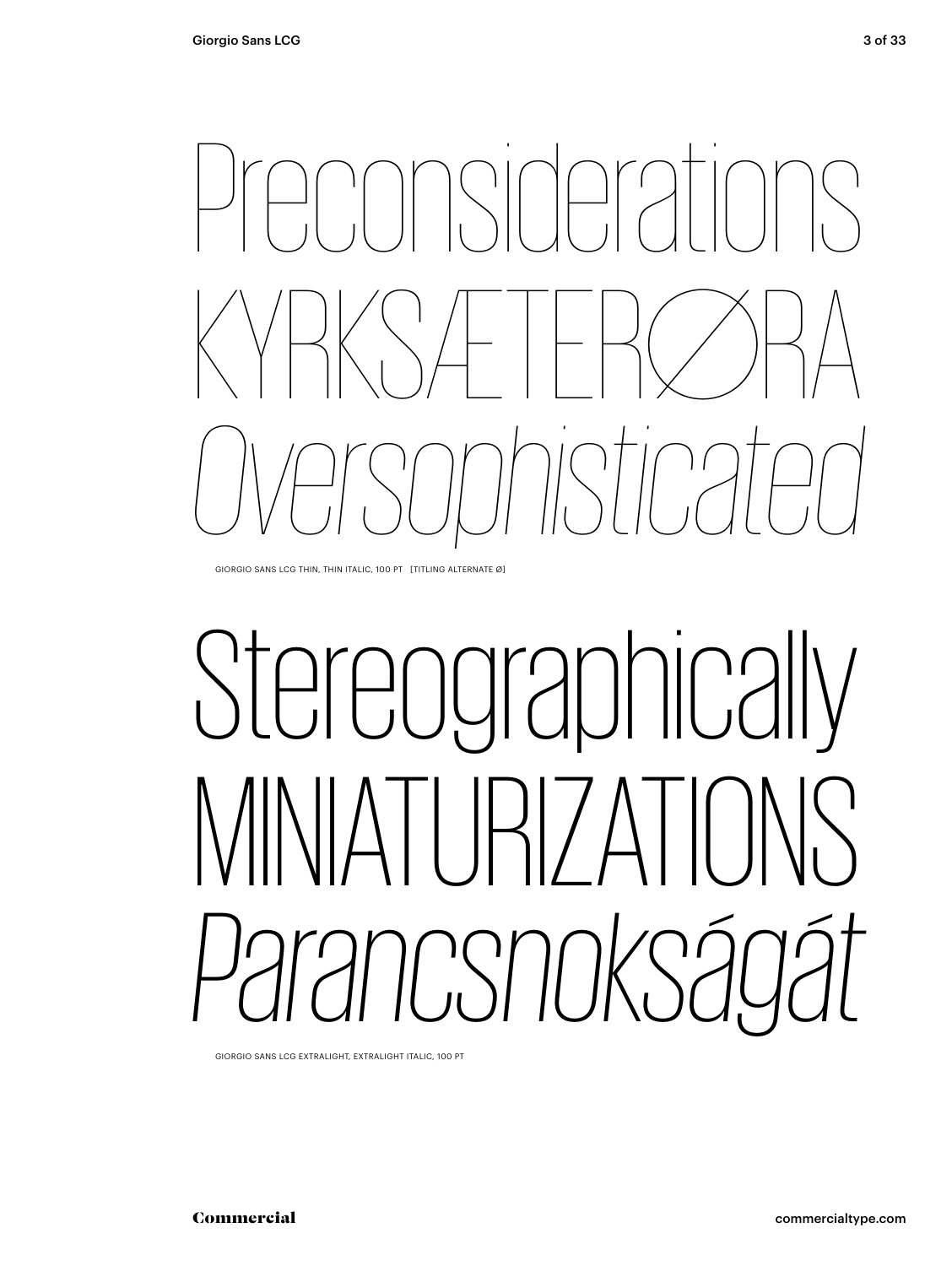Preconsiderations

KYRKSÆTERØRA

*Oversophisticated*

GIORGIO SANS LCG THIN, THIN ITALIC, 100 PT [TITLING ALTERNATE Ø]

Stereographically

MINIATURIZATIONS

*Parancsnokságát*

GIORGIO SANS LCG EXTRALIGHT, EXTRALIGHT ITALIC, 100 PT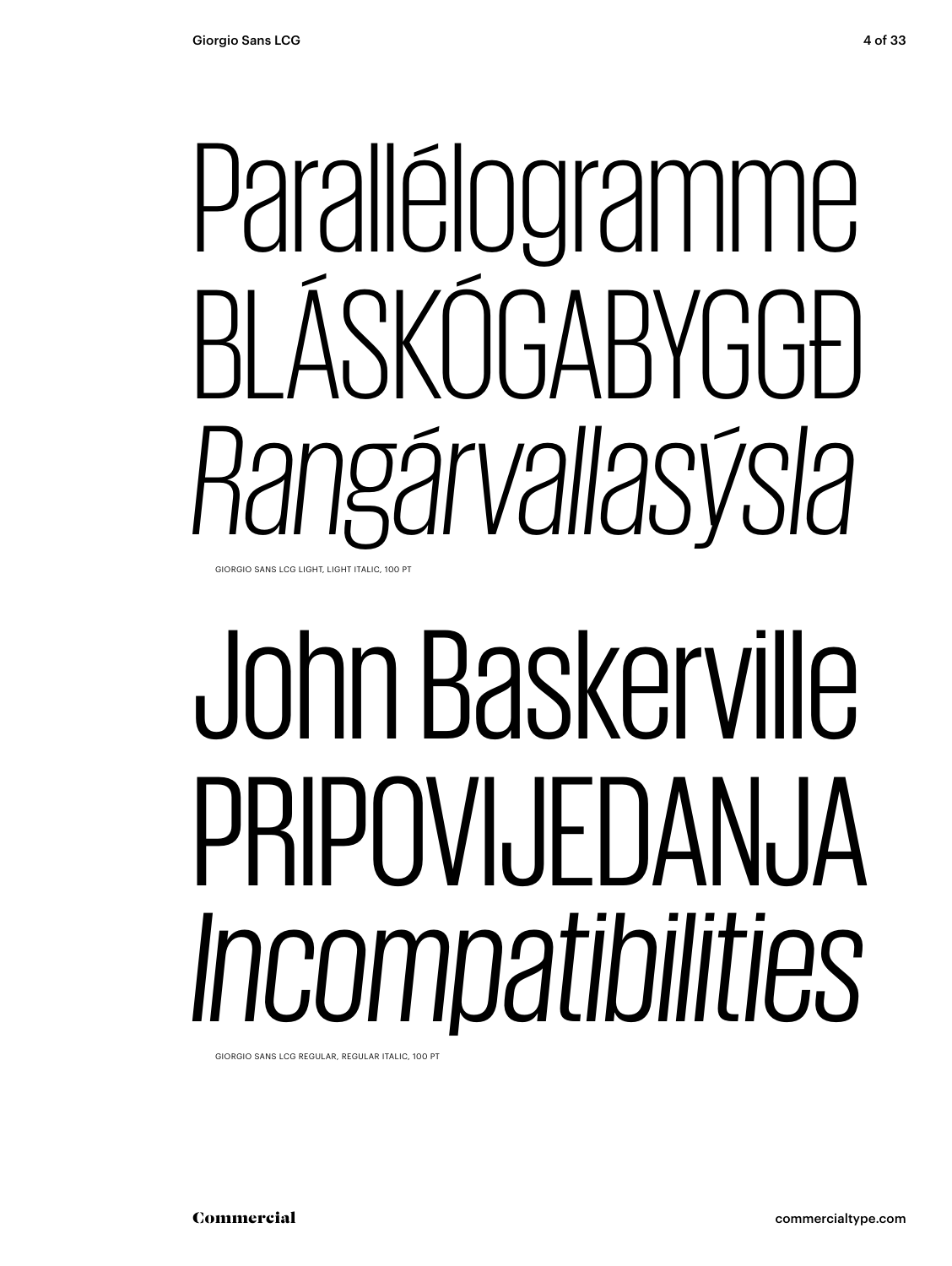Parallélogramme

BLÁSKÓGABYGGÐ

*Rangárvallasýsla*

GIORGIO SANS LCG LIGHT, LIGHT ITALIC, 100 PT

John Baskerville

PRIPOVIJEDANJA

*Incompatibilities*

GIORGIO SANS LCG REGULAR, REGULAR ITALIC, 100 PT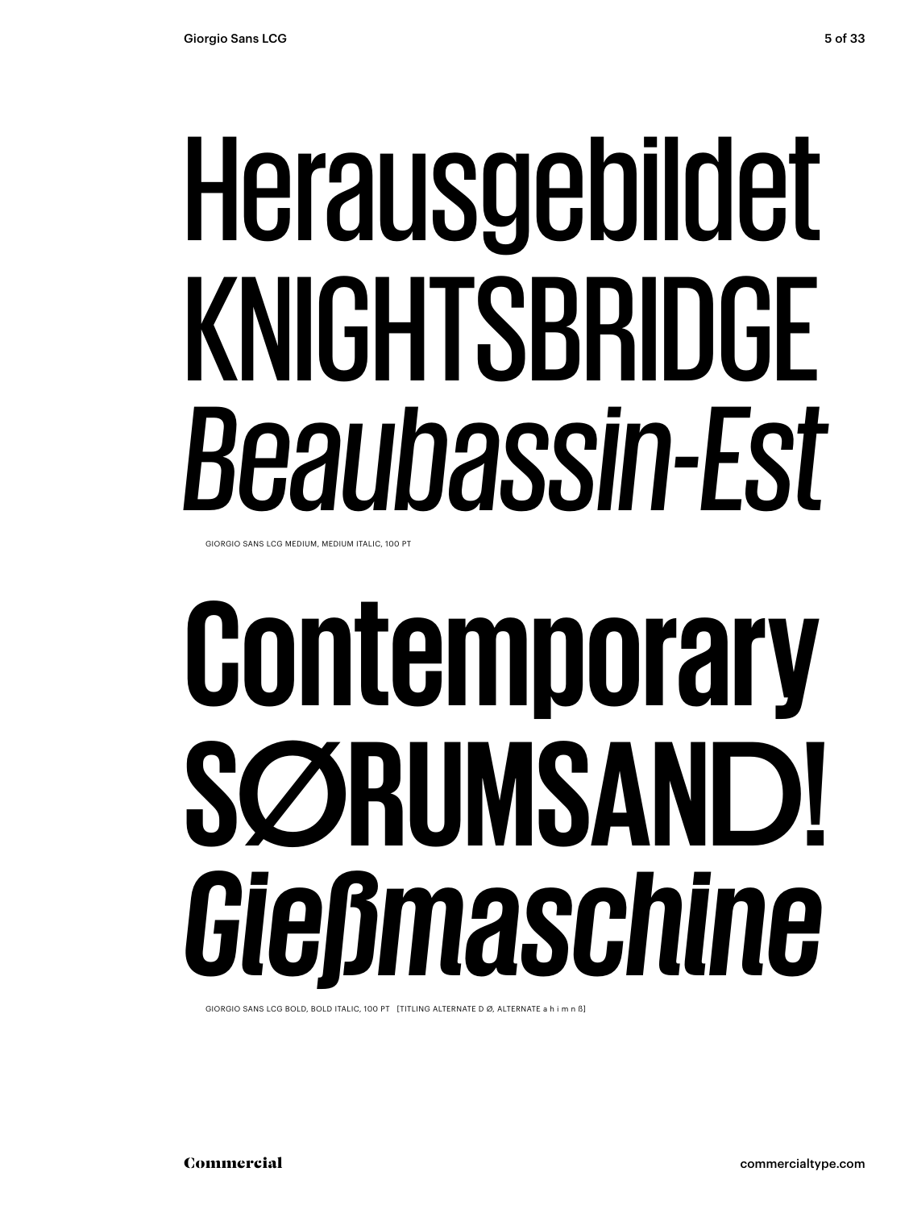# Herausgebildet
# KNIGHTSBRIDGE
# *Beaubassin-Est*

GIORGIO SANS LCG MEDIUM, MEDIUM ITALIC, 100 PT

# **Contemporary**
# **SØRUMSAND!**
# ***Gießmaschine***

GIORGIO SANS LCG BOLD, BOLD ITALIC, 100 PT [TITLING ALTERNATE D Ø, ALTERNATE a h i m n ß]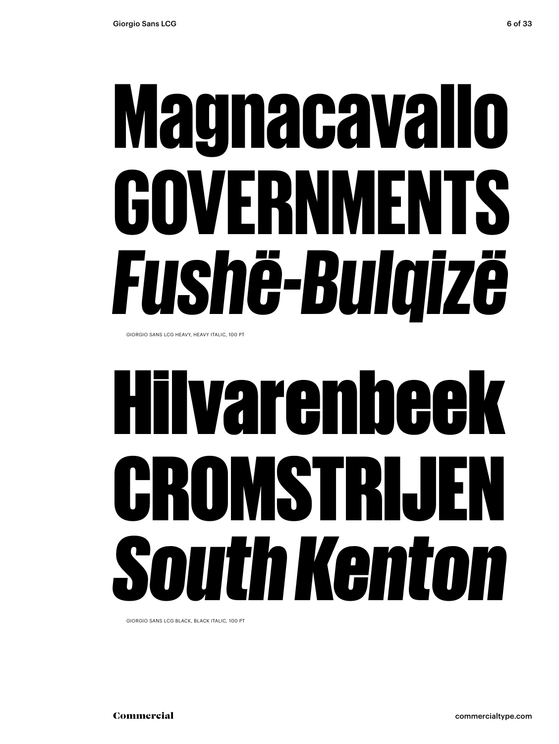# Magnacavallo
# GOVERNMENTS
# *Fushë-Bulqizë*

GIORGIO SANS LCG HEAVY, HEAVY ITALIC, 100 PT

# Hilvarenbeek
# CROMSTRIJEN
# *South Kenton*

GIORGIO SANS LCG BLACK, BLACK ITALIC, 100 PT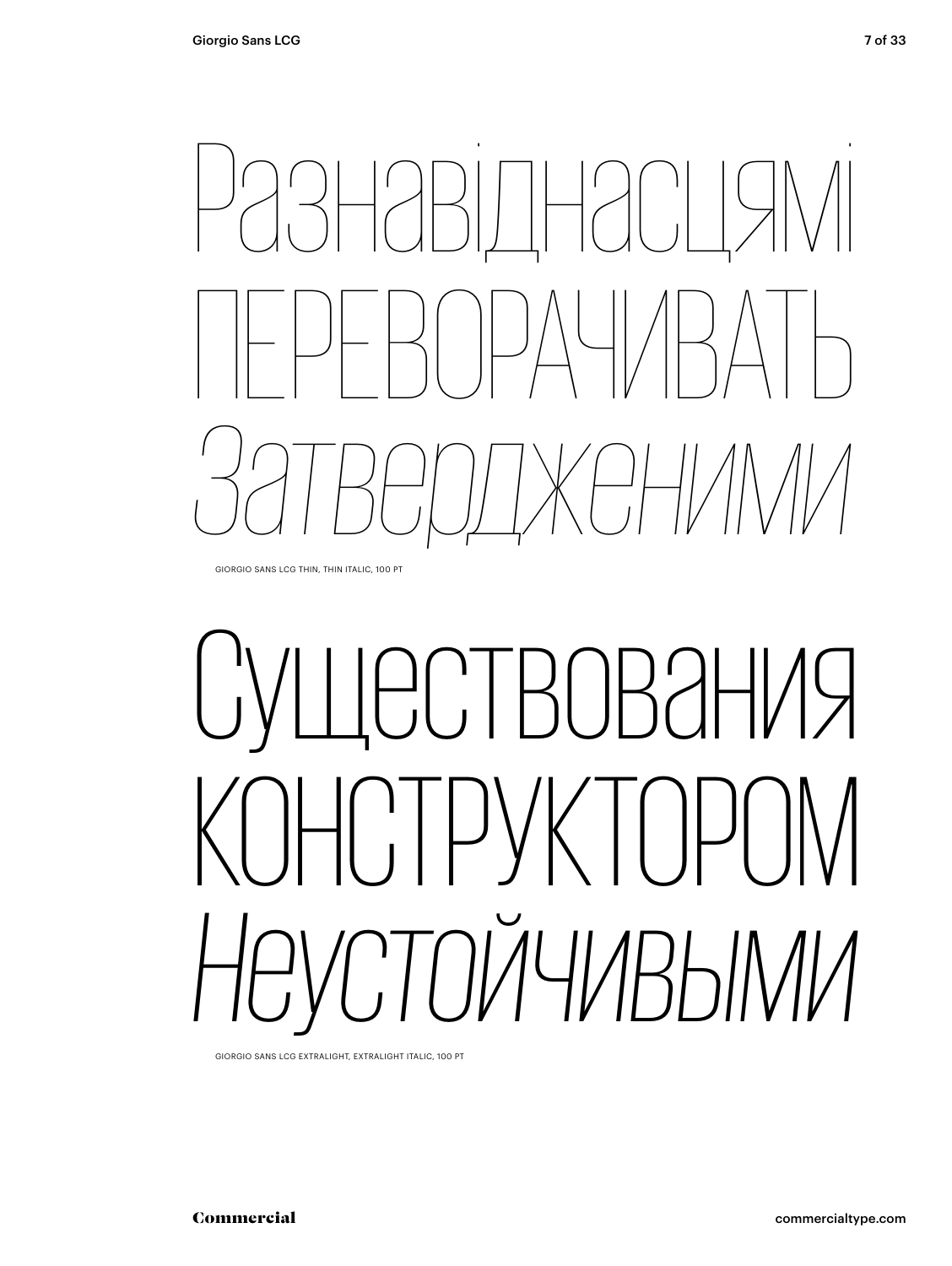Разнавіднасцямі

ПЕРЕВОРАЧИВАТЬ

*Затвердженими*

GIORGIO SANS LCG THIN, THIN ITALIC, 100 PT

Существования

КОНСТРУКТОРОМ

*Неустойчивыми*

GIORGIO SANS LCG EXTRALIGHT, EXTRALIGHT ITALIC, 100 PT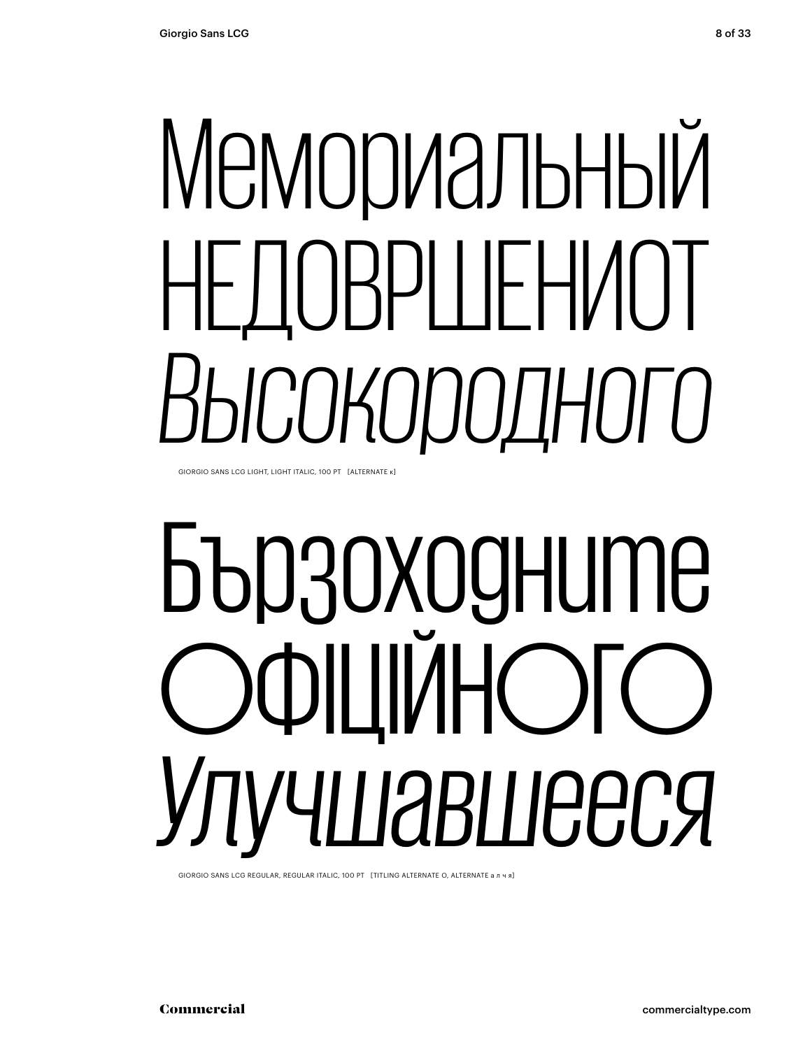Мемориальный
НЕДОВРШЕНИОТ
*Высокородного*

GIORGIO SANS LCG LIGHT, LIGHT ITALIC, 100 PT [ALTERNATE к]

Бързоходните
ОФІЦІЙНОГО
*Улучшавшееся*

GIORGIO SANS LCG REGULAR, REGULAR ITALIC, 100 PT [TITLING ALTERNATE O, ALTERNATE а л ч я]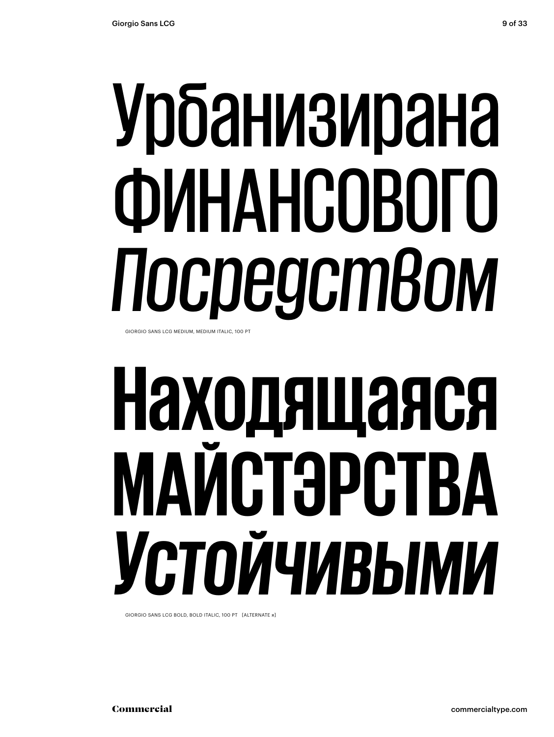Урбанизирана
ФИНАНСОВОГО
*Посредством*

GIORGIO SANS LCG MEDIUM, MEDIUM ITALIC, 100 PT

**Находящаяся**
**МАЙСТЭРСТВА**
***Устойчивыми***

GIORGIO SANS LCG BOLD, BOLD ITALIC, 100 PT [ALTERNATE я]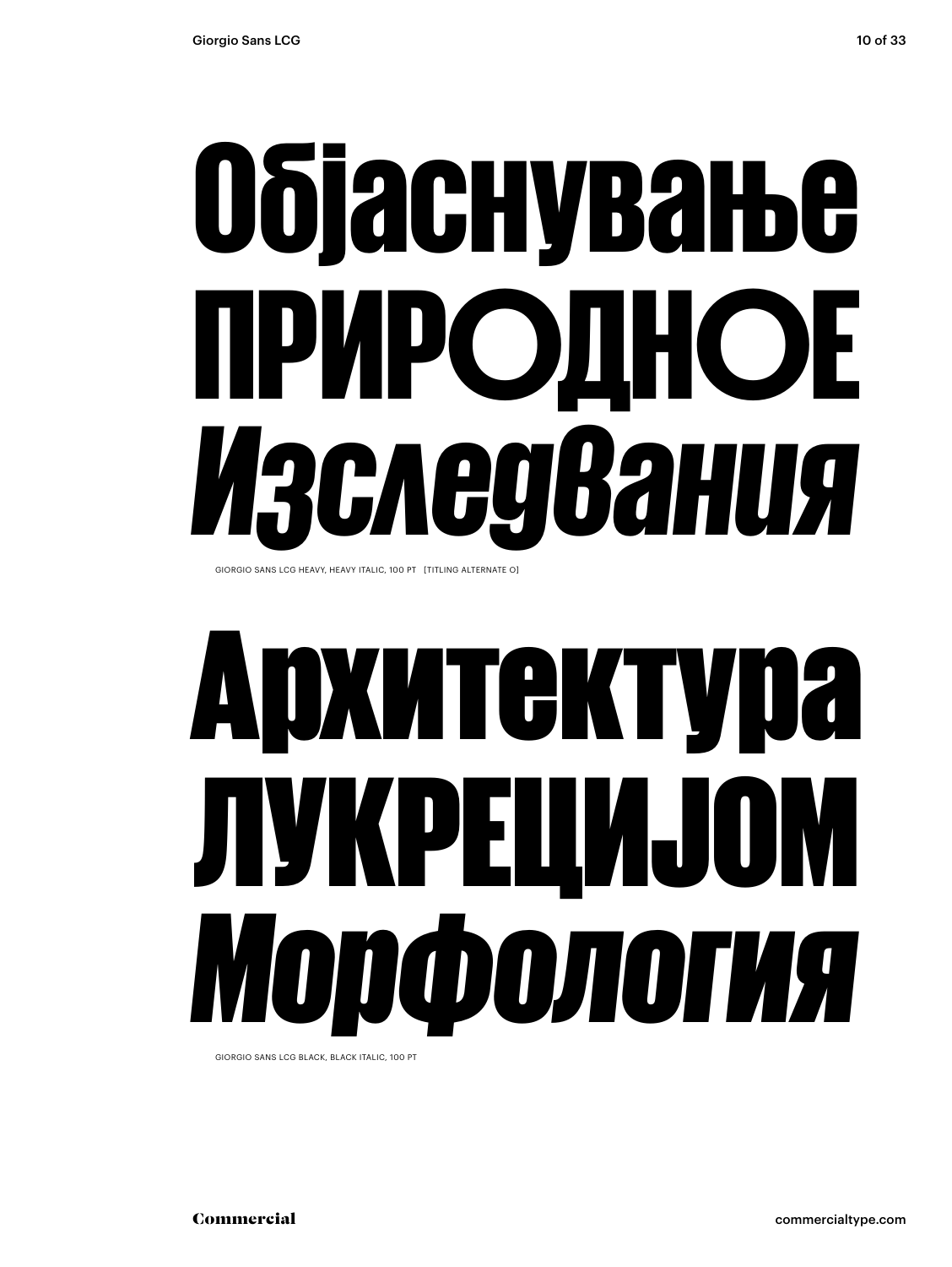Објаснување
ПРИРОДНОЕ
*Изследвания*

GIORGIO SANS LCG HEAVY, HEAVY ITALIC, 100 PT [TITLING ALTERNATE O]

Архитектура
ЛУКРЕЦИЈОМ
*Морфология*

GIORGIO SANS LCG BLACK, BLACK ITALIC, 100 PT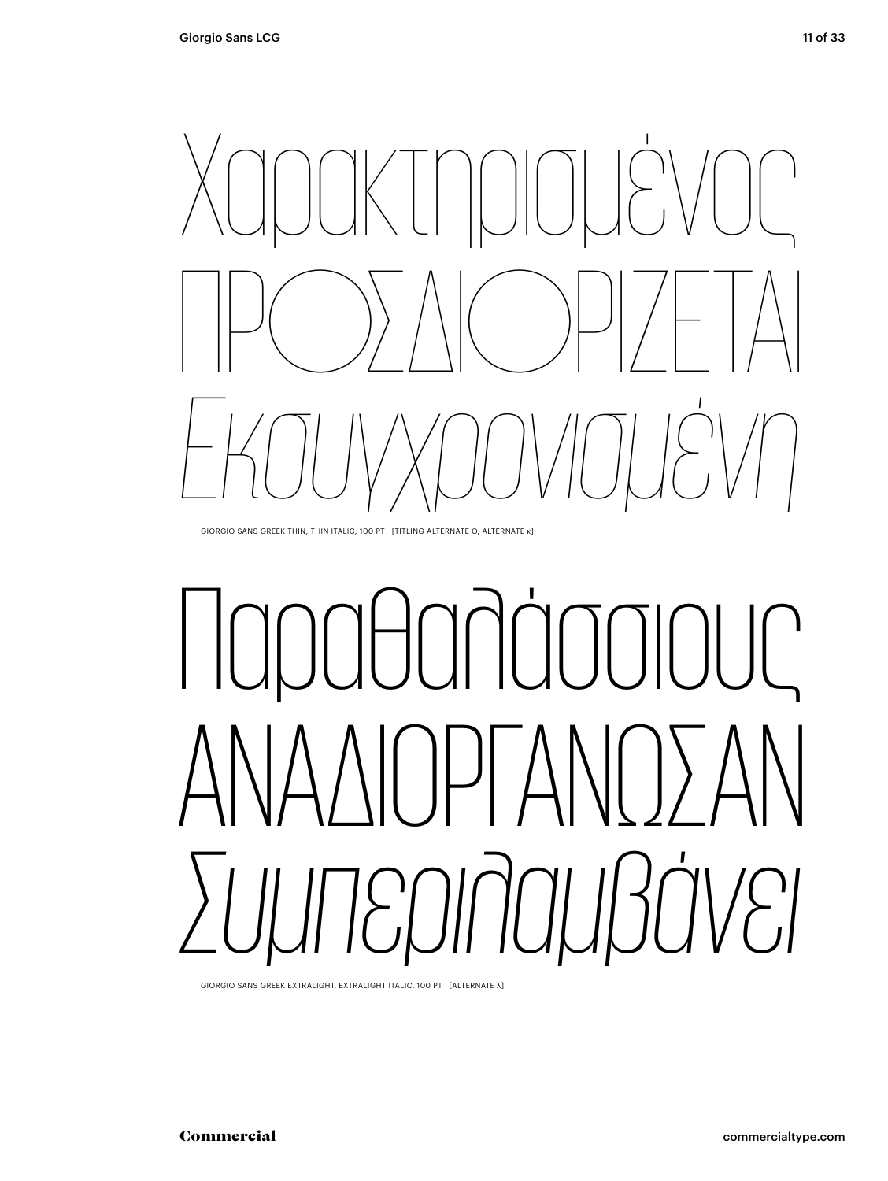Χαρακτηρισμένος

ΠΡΟΣΔΙΟΡΙΖΕΤΑΙ

*Εκσυγχρονισμένη*

GIORGIO SANS GREEK THIN, THIN ITALIC, 100 PT [TITLING ALTERNATE O, ALTERNATE κ]

Παραθαλάσσιους

ΑΝΑΔΙΟΡΓΑΝΩΣΑΝ

*Συμπεριλαμβάνει*

GIORGIO SANS GREEK EXTRALIGHT, EXTRALIGHT ITALIC, 100 PT [ALTERNATE λ]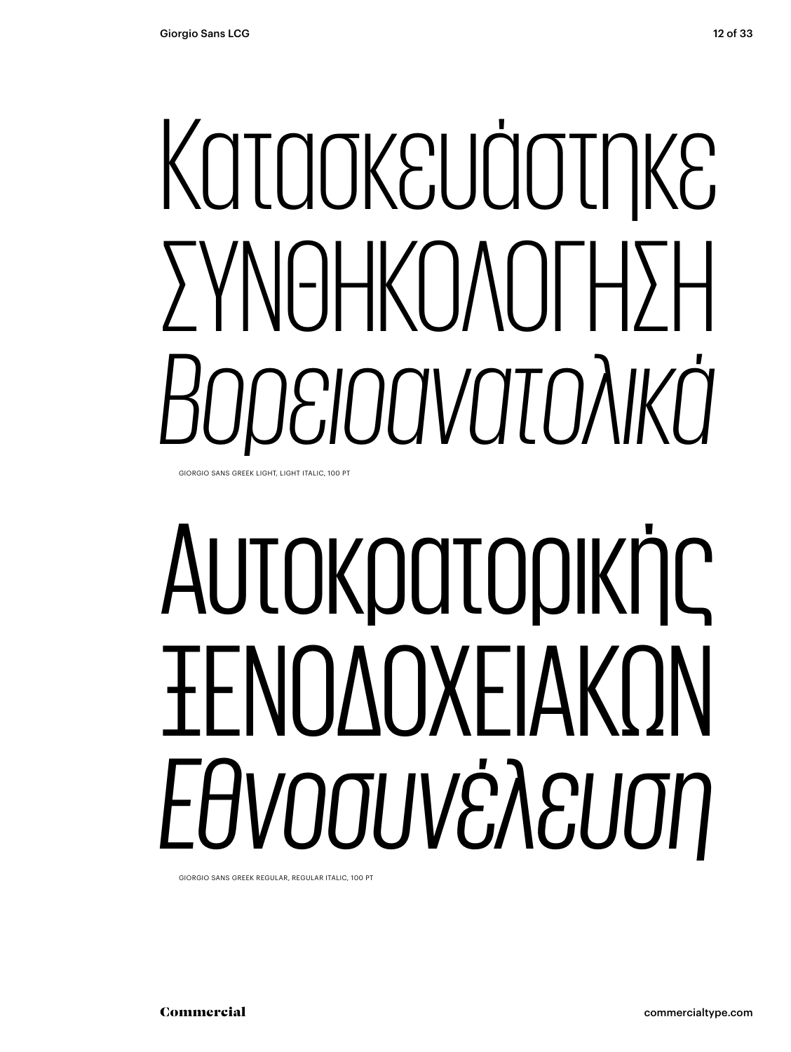Κατασκευάστηκε
ΣΥΝΘΗΚΟΛΟΓΗΣΗ
*Βορειοανατολικά*

GIORGIO SANS GREEK LIGHT, LIGHT ITALIC, 100 PT

Αυτοκρατορικής
ΞΕΝΟΔΟΧΕΙΑΚΩΝ
*Εθνοσυνέλευση*

GIORGIO SANS GREEK REGULAR, REGULAR ITALIC, 100 PT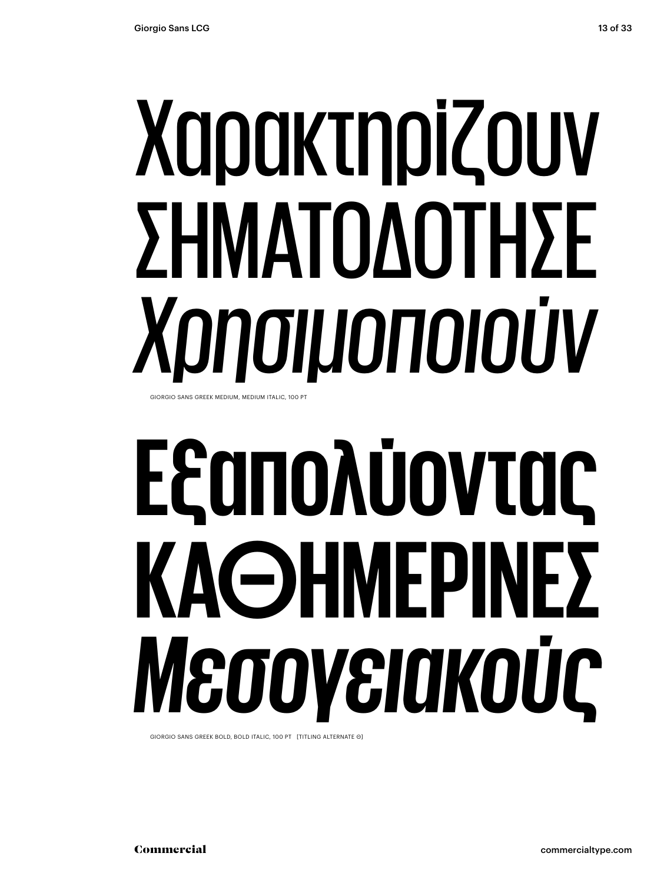Χαρακτηρίζουν

ΣΗΜΑΤΟΔΟΤΗΣΕ

*Χρησιμοποιούν*

GIORGIO SANS GREEK MEDIUM, MEDIUM ITALIC, 100 PT

**Εξαπολύοντας**

**ΚΑΘΗΜΕΡΙΝΕΣ**

***Μεσογειακούς***

GIORGIO SANS GREEK BOLD, BOLD ITALIC, 100 PT [TITLING ALTERNATE Θ]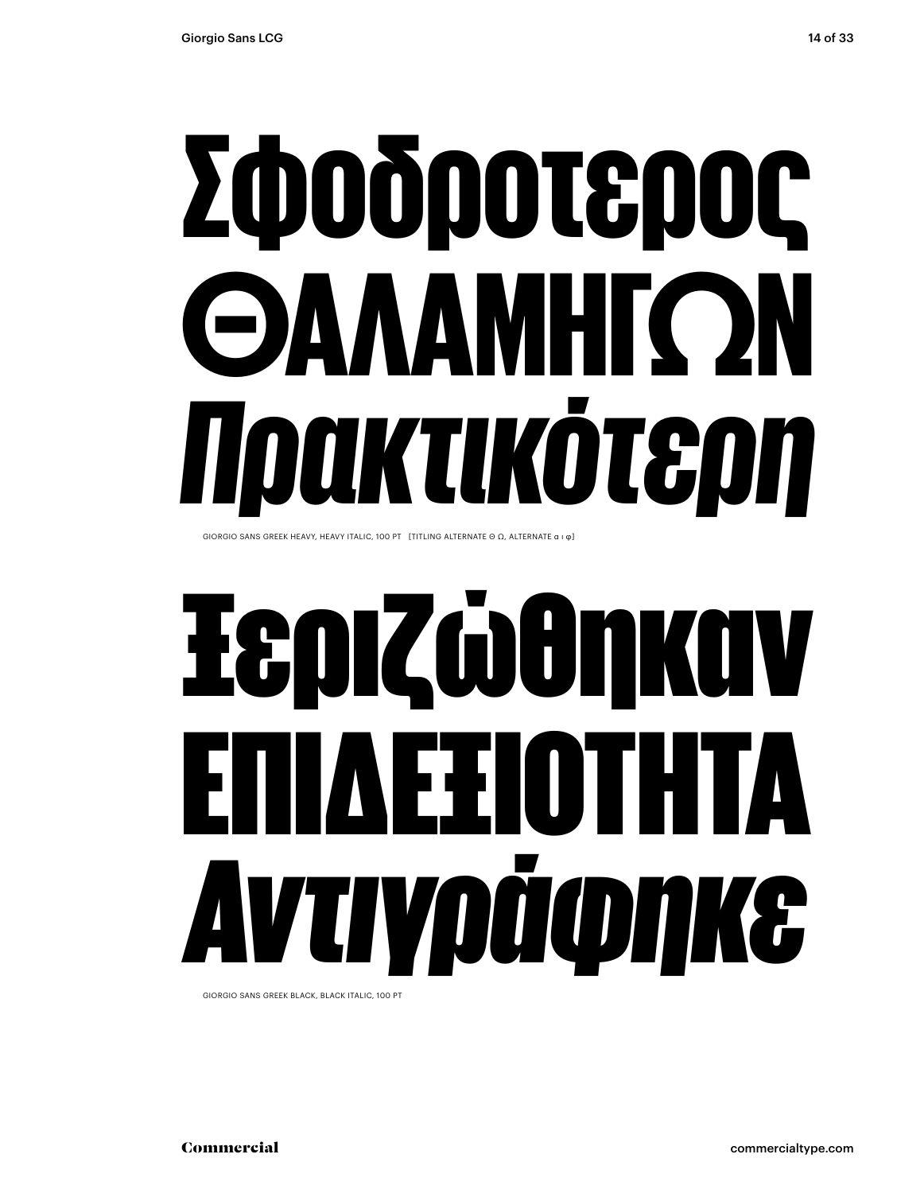Σφοδροτερος
ΘΑΛΑΜΗΓΩΝ
*Πρακτικότερη*

GIORGIO SANS GREEK HEAVY, HEAVY ITALIC, 100 PT [TITLING ALTERNATE Θ Ω, ALTERNATE α ι φ]

Ξεριζώθηκαν
ΕΠΙΔΕΞΙΟΤΗΤΑ
*Αντιγράφηκε*

GIORGIO SANS GREEK BLACK, BLACK ITALIC, 100 PT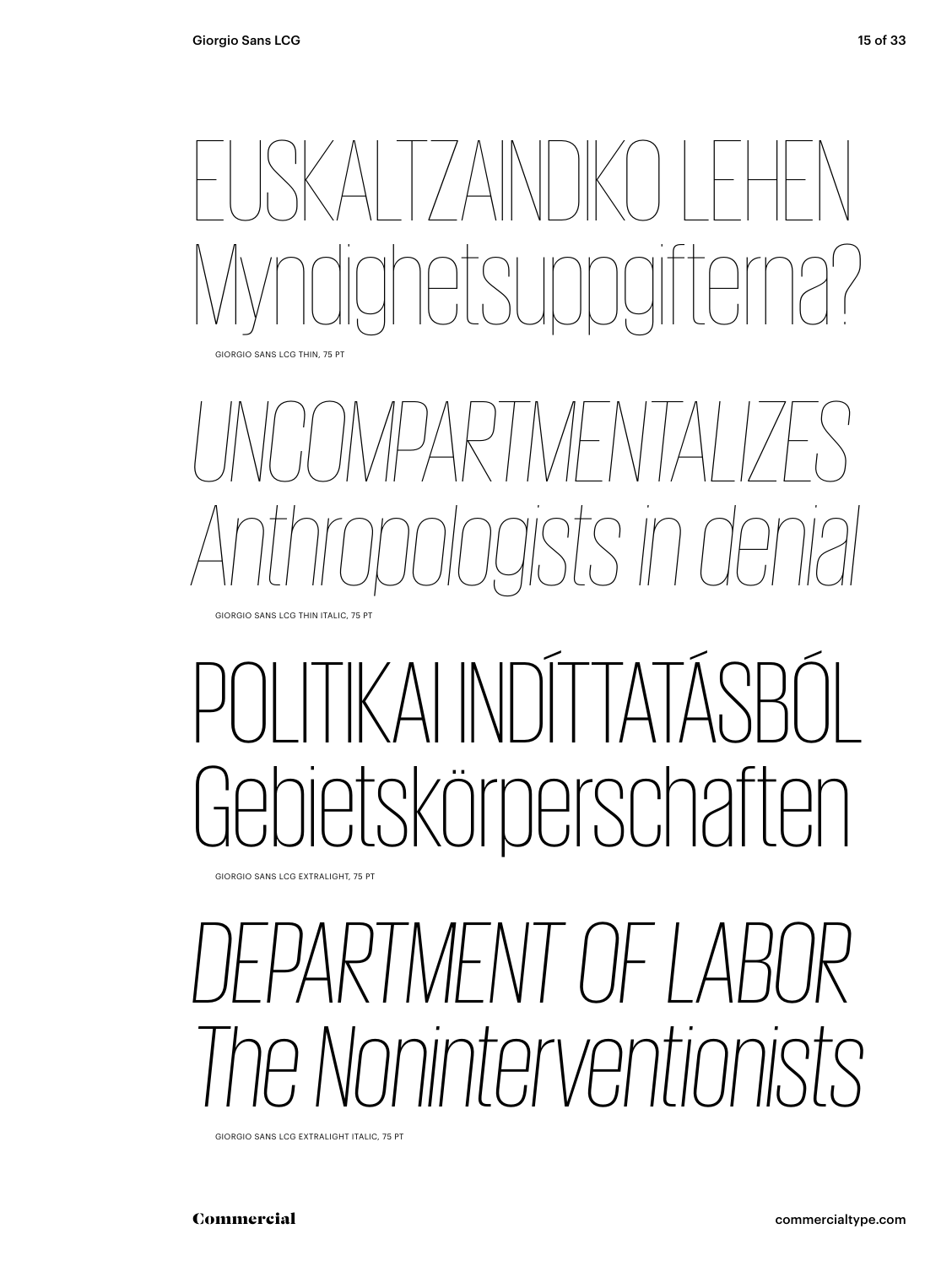EUSKALTZAINDIKO LEHEN
Myndighetsuppgifterna?

GIORGIO SANS LCG THIN, 75 PT

*UNCOMPARTMENTALIZES*
*Anthropologists in denial*

GIORGIO SANS LCG THIN ITALIC, 75 PT

POLITIKAI INDÍTTATÁSBÓL
Gebietskörperschaften

GIORGIO SANS LCG EXTRALIGHT, 75 PT

*DEPARTMENT OF LABOR*
*The Noninterventionists*

GIORGIO SANS LCG EXTRALIGHT ITALIC, 75 PT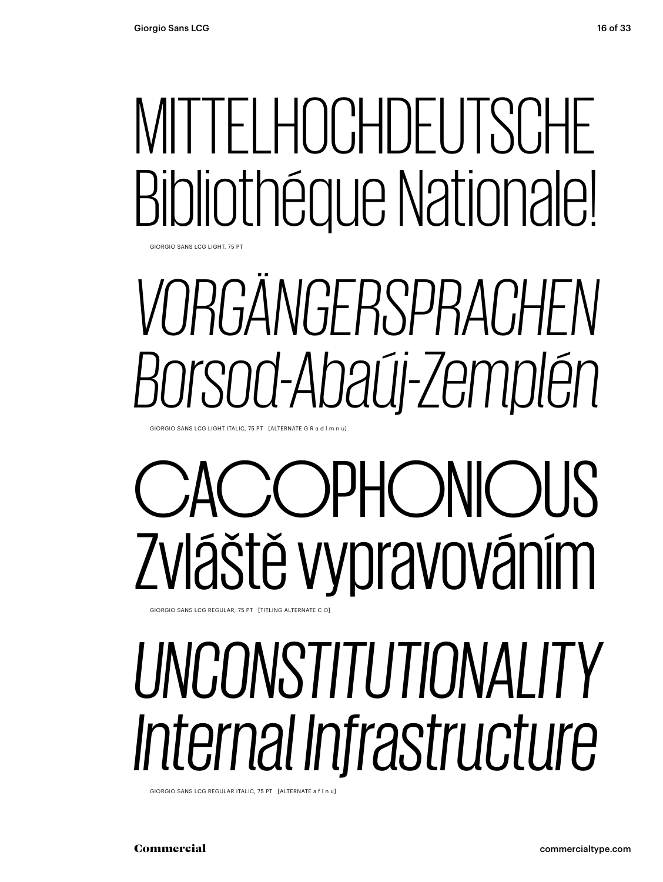MITTELHOCHDEUTSCHE
Bibliothéque Nationale!

GIORGIO SANS LCG LIGHT, 75 PT

*VORGÄNGERSPRACHEN*
*Borsod-Abaúj-Zemplén*

GIORGIO SANS LCG LIGHT ITALIC, 75 PT [ALTERNATE G R a d l m n u]

CACOPHONIOUS
Zvláště vypravováním

GIORGIO SANS LCG REGULAR, 75 PT [TITLING ALTERNATE C O]

*UNCONSTITUTIONALITY*
*Internal Infrastructure*

GIORGIO SANS LCG REGULAR ITALIC, 75 PT [ALTERNATE a f l n u]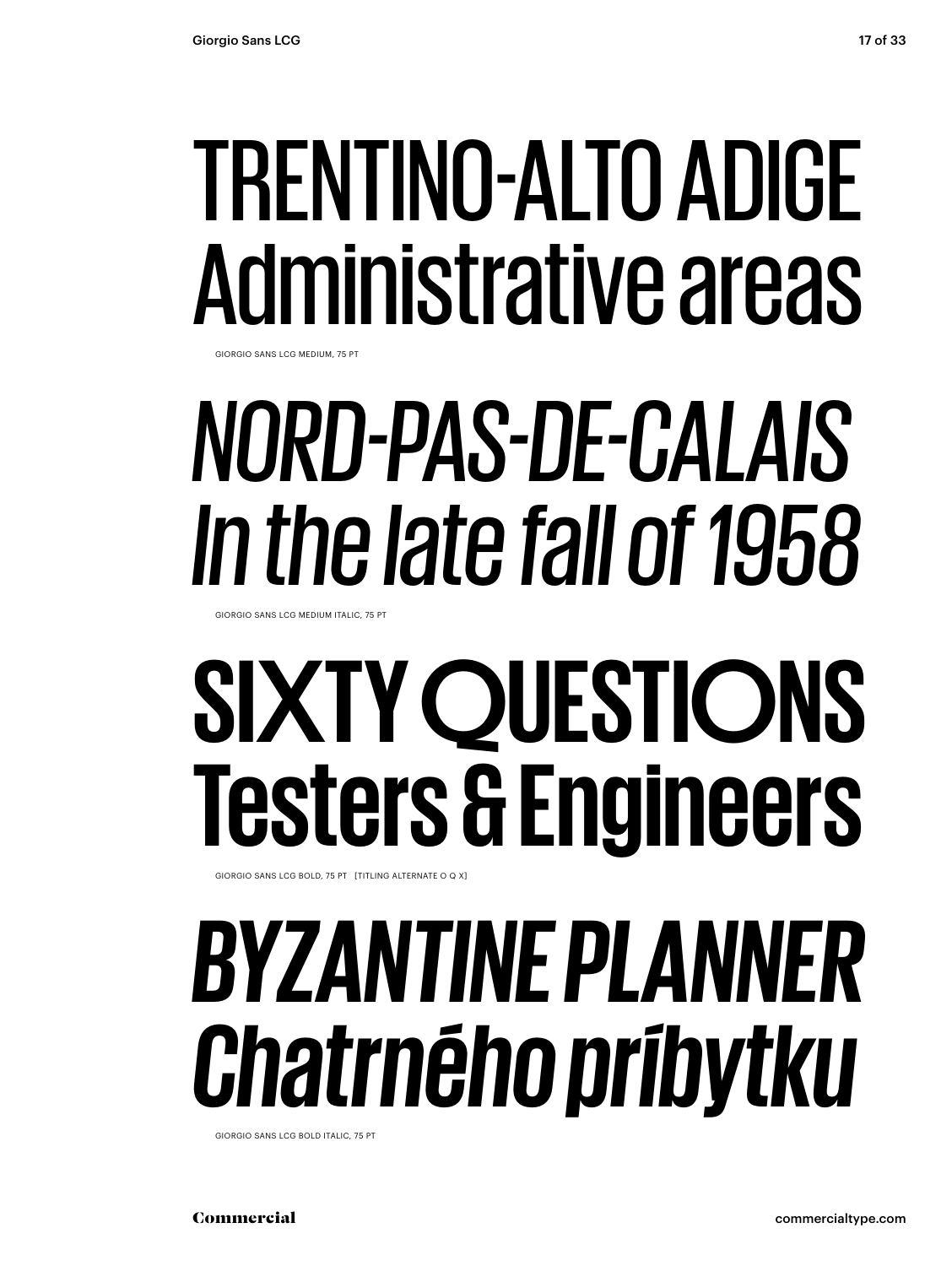TRENTINO-ALTO ADIGE
Administrative areas

GIORGIO SANS LCG MEDIUM, 75 PT

*NORD-PAS-DE-CALAIS*
*In the late fall of 1958*

GIORGIO SANS LCG MEDIUM ITALIC, 75 PT

**SIXTY QUESTIONS**
**Testers & Engineers**

GIORGIO SANS LCG BOLD, 75 PT [TITLING ALTERNATE O Q X]

***BYZANTINE PLANNER***
***Chatrného príbytku***

GIORGIO SANS LCG BOLD ITALIC, 75 PT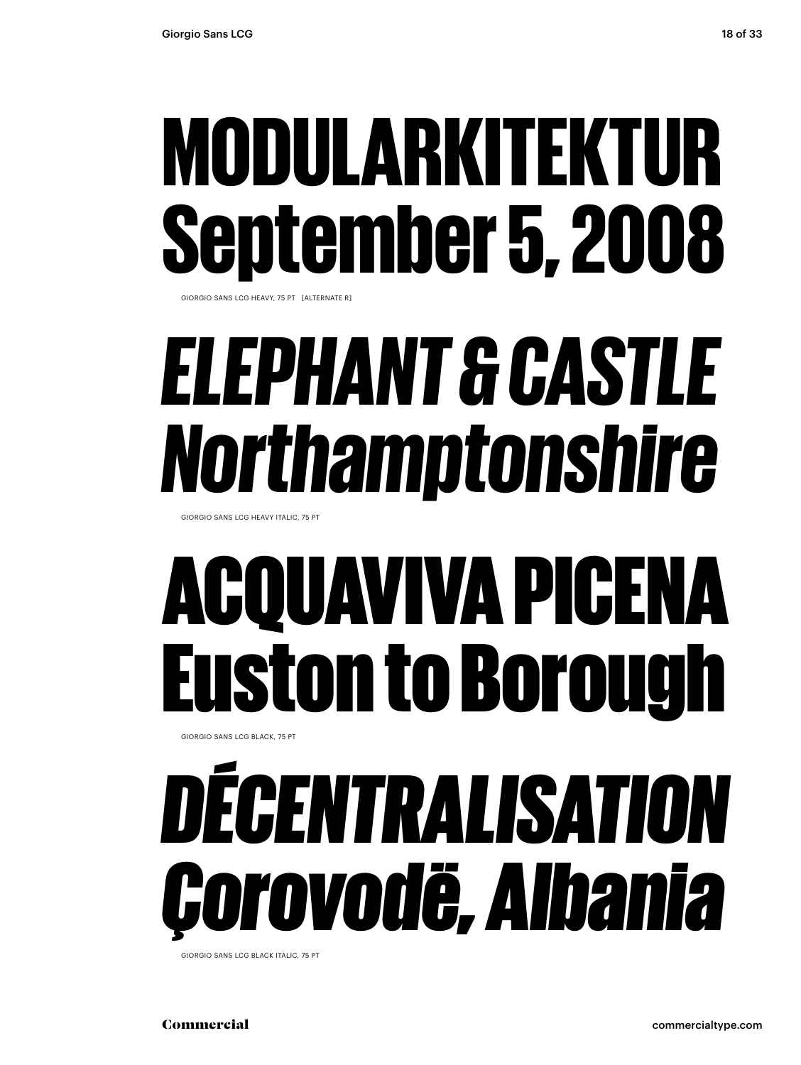# MODULARKITEKTUR September 5, 2008

GIORGIO SANS LCG HEAVY, 75 PT [ALTERNATE R]

# *ELEPHANT & CASTLE Northamptonshire*

GIORGIO SANS LCG HEAVY ITALIC, 75 PT

# ACQUAVIVA PICENA Euston to Borough

GIORGIO SANS LCG BLACK, 75 PT

# *DÉCENTRALISATION Çorovodë, Albania*

GIORGIO SANS LCG BLACK ITALIC, 75 PT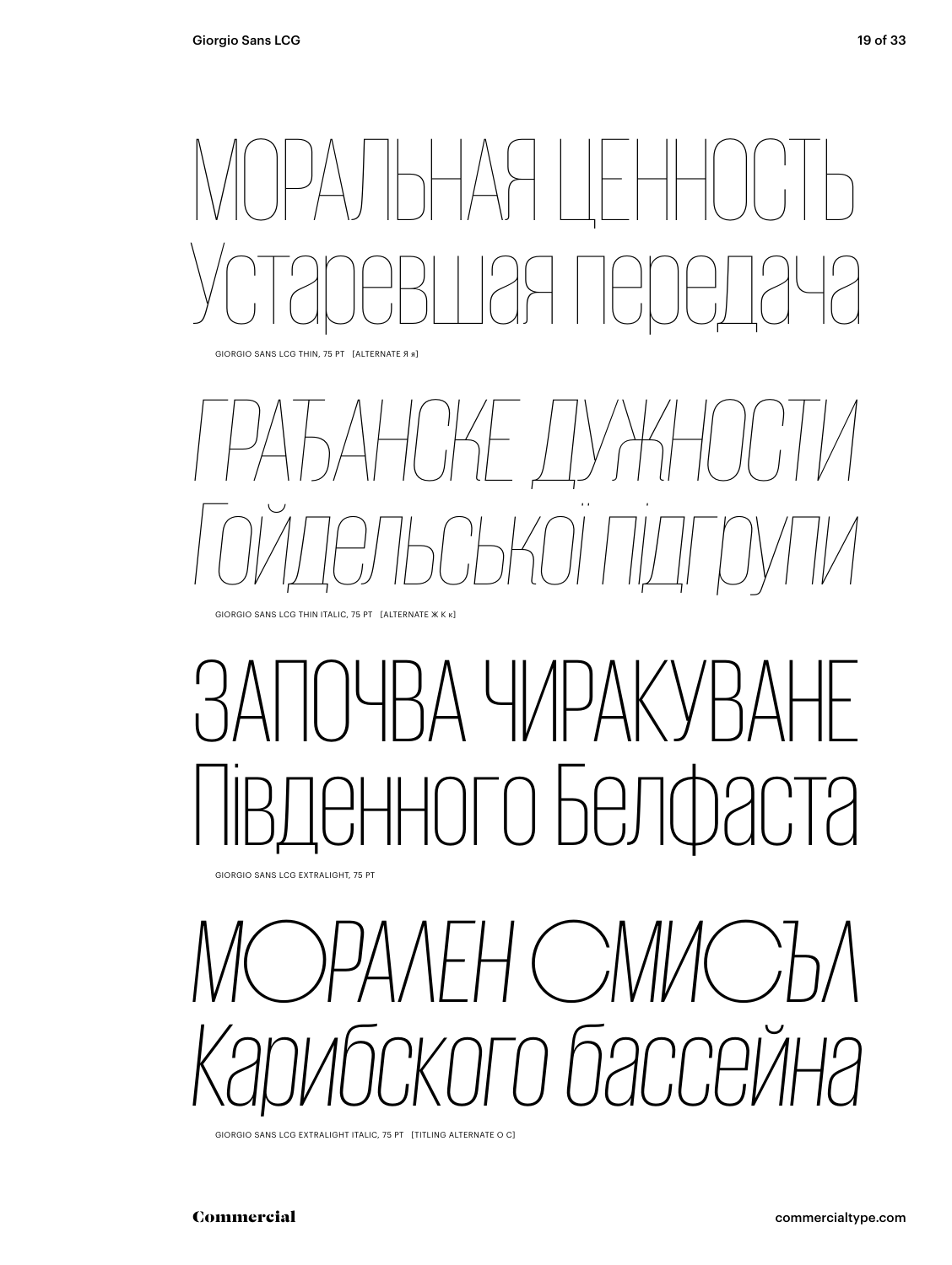МОРАЛЬНАЯ ЦЕННОСТЬ
Устаревшая передача

GIORGIO SANS LCG THIN, 75 PT [ALTERNATE Я я]

*ГРАЂАНСКЕ ДУЖНОСТИ*
*Гойдельськоі підгрупи*

GIORGIO SANS LCG THIN ITALIC, 75 PT [ALTERNATE Ж К к]

ЗАПОЧВА ЧИРАКУВАНЕ
Південного Белфаста

GIORGIO SANS LCG EXTRALIGHT, 75 PT

*МОРАЛЕН СМИСЪЛ*
*Карибского бассейна*

GIORGIO SANS LCG EXTRALIGHT ITALIC, 75 PT [TITLING ALTERNATE О С]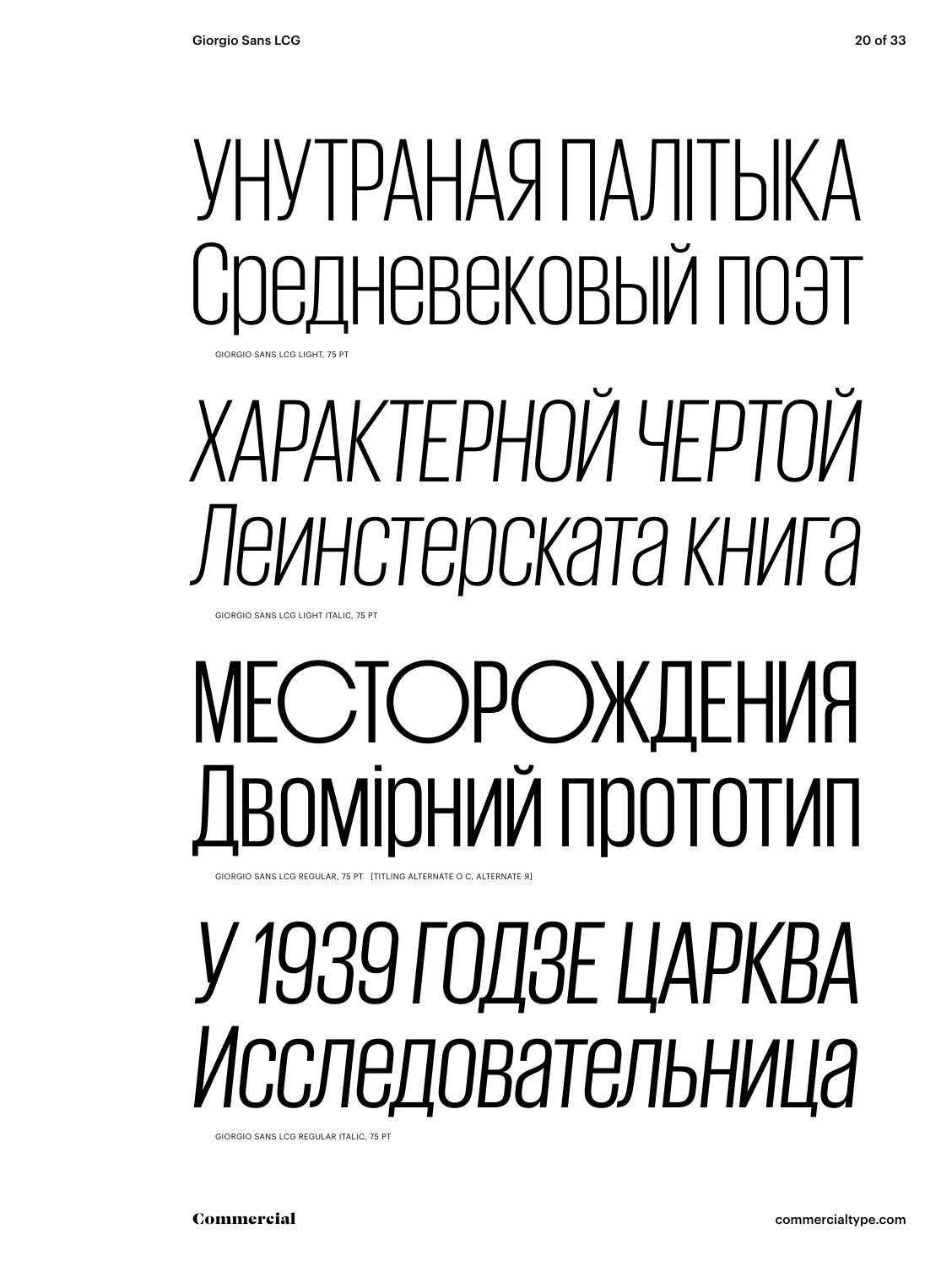УНУТРАНАЯ ПАЛІТЫКА
Средневековый поэт

GIORGIO SANS LCG LIGHT, 75 PT

*ХАРАКТЕРНОЙ ЧЕРТОЙ*
*Леинстерската книга*

GIORGIO SANS LCG LIGHT ITALIC, 75 PT

МЕСТОРОЖДЕНИЯ
Двомірний прототип

GIORGIO SANS LCG REGULAR, 75 PT [TITLING ALTERNATE О С, ALTERNATE Я]

*У 1939 ГОДЗЕ ЦАРКВА*
*Исследовательница*

GIORGIO SANS LCG REGULAR ITALIC, 75 PT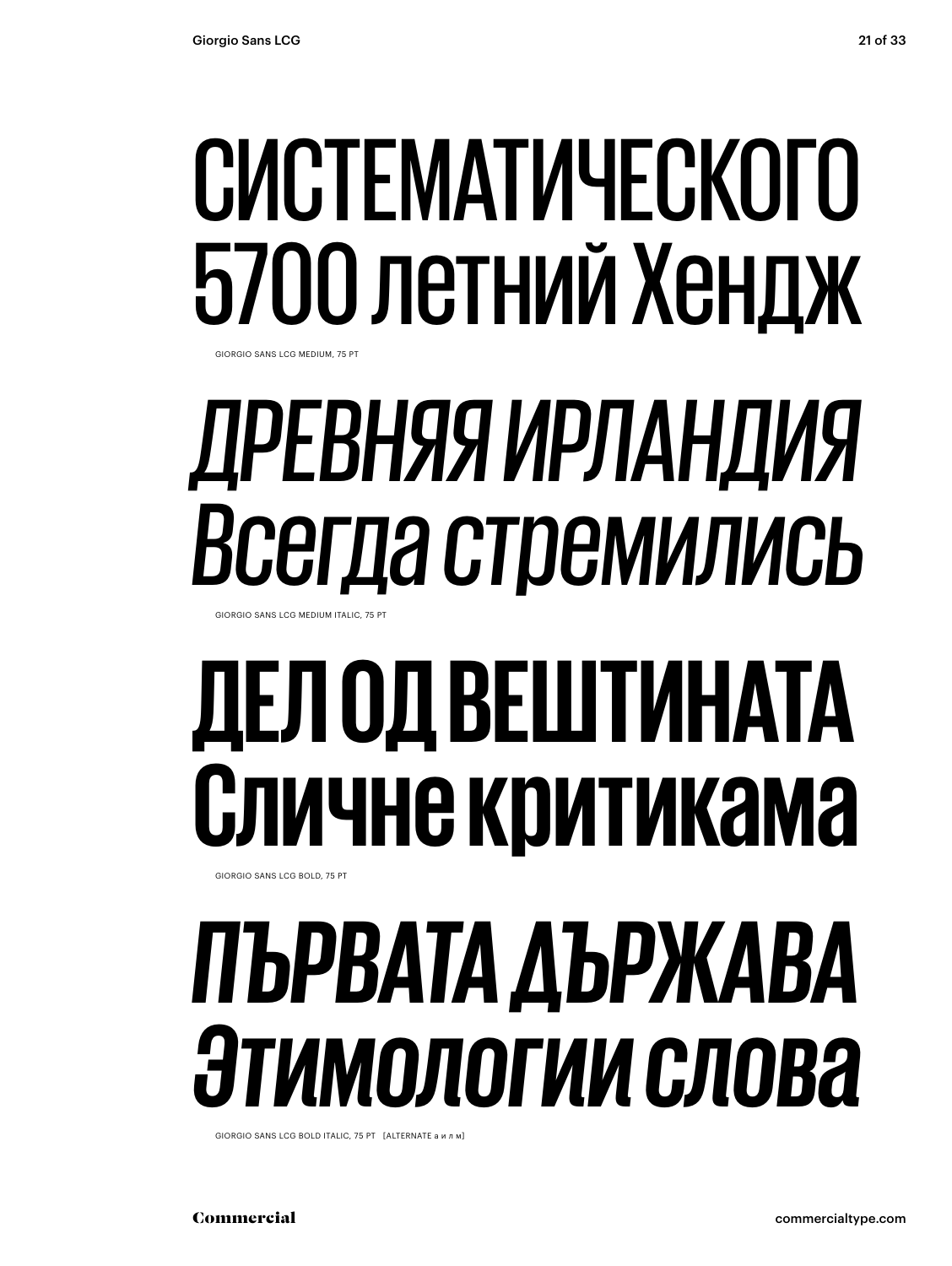СИСТЕМАТИЧЕСКОГО
5700 летний Хендж

GIORGIO SANS LCG MEDIUM, 75 PT

*ДРЕВНЯЯ ИРЛАНДИЯ*
*Всегда стремились*

GIORGIO SANS LCG MEDIUM ITALIC, 75 PT

**ДЕЛ ОД ВЕШТИНАТА**
**Сличне критикама**

GIORGIO SANS LCG BOLD, 75 PT

***ПЪРВАТА ДЪРЖАВА***
***Этимологии слова***

GIORGIO SANS LCG BOLD ITALIC, 75 PT [ALTERNATE а и л м]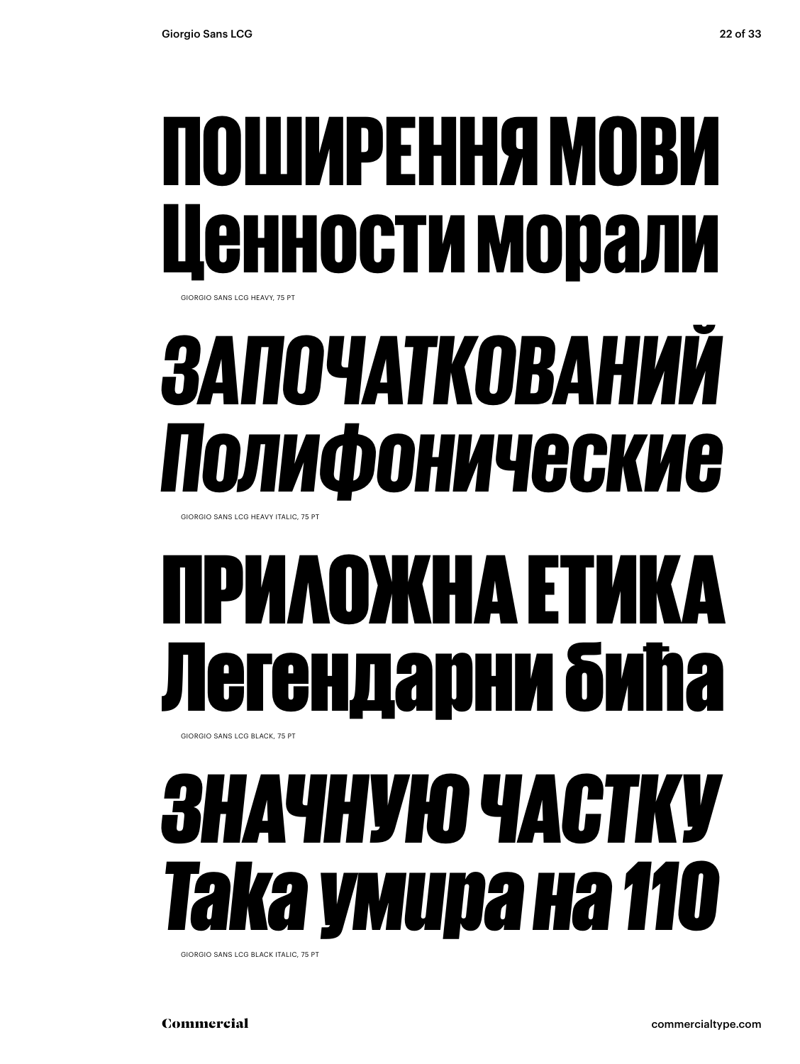ПОШИРЕННЯ МОВИ
Ценности морали

GIORGIO SANS LCG HEAVY, 75 PT

*ЗАПОЧАТКОВАНИЙ*
*Полифонические*

GIORGIO SANS LCG HEAVY ITALIC, 75 PT

ПРИЛОЖНА ЕТИКА
Легендарни бића

GIORGIO SANS LCG BLACK, 75 PT

*ЗНАЧНУЮ ЧАСТКУ*
*Така умира на 110*

GIORGIO SANS LCG BLACK ITALIC, 75 PT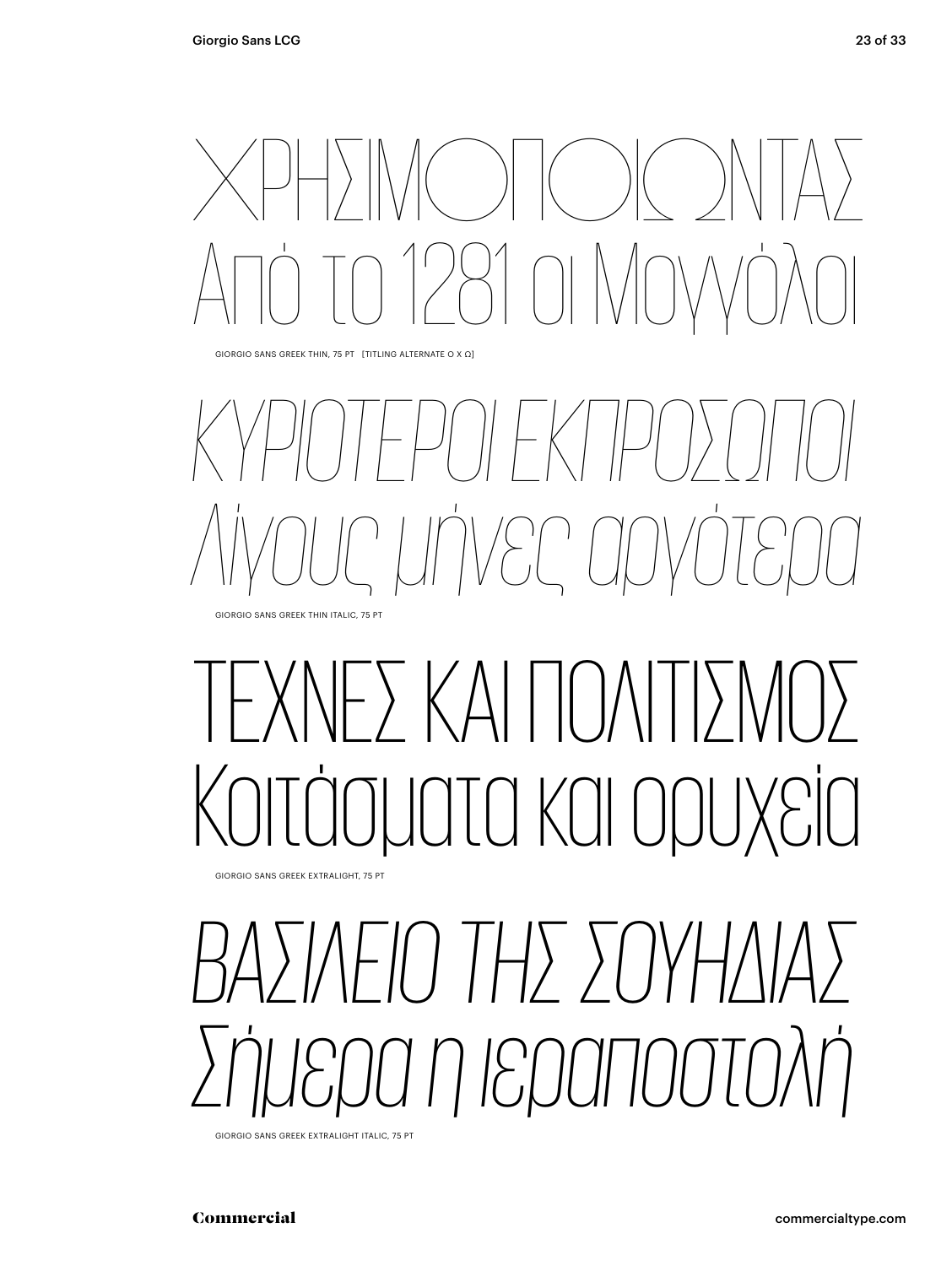ΧΡΗΣΙΜΟΠΟΙΩΝΤΑΣ
Από το 1281 οι Μογγόλοι

GIORGIO SANS GREEK THIN, 75 PT [TITLING ALTERNATE Ο Χ Ω]

*ΚΥΡΙΟΤΕΡΟΙ ΕΚΠΡΟΣΩΠΟΙ*
*Λίγους μήνες αργότερα*

GIORGIO SANS GREEK THIN ITALIC, 75 PT

ΤΕΧΝΕΣ ΚΑΙ ΠΟΛΙΤΙΣΜΟΣ
Κοιτάσματα και ορυχεία

GIORGIO SANS GREEK EXTRALIGHT, 75 PT

*ΒΑΣΙΛΕΙΟ ΤΗΣ ΣΟΥΗΔΙΑΣ*
*Σήμερα η ιεραποστολή*

GIORGIO SANS GREEK EXTRALIGHT ITALIC, 75 PT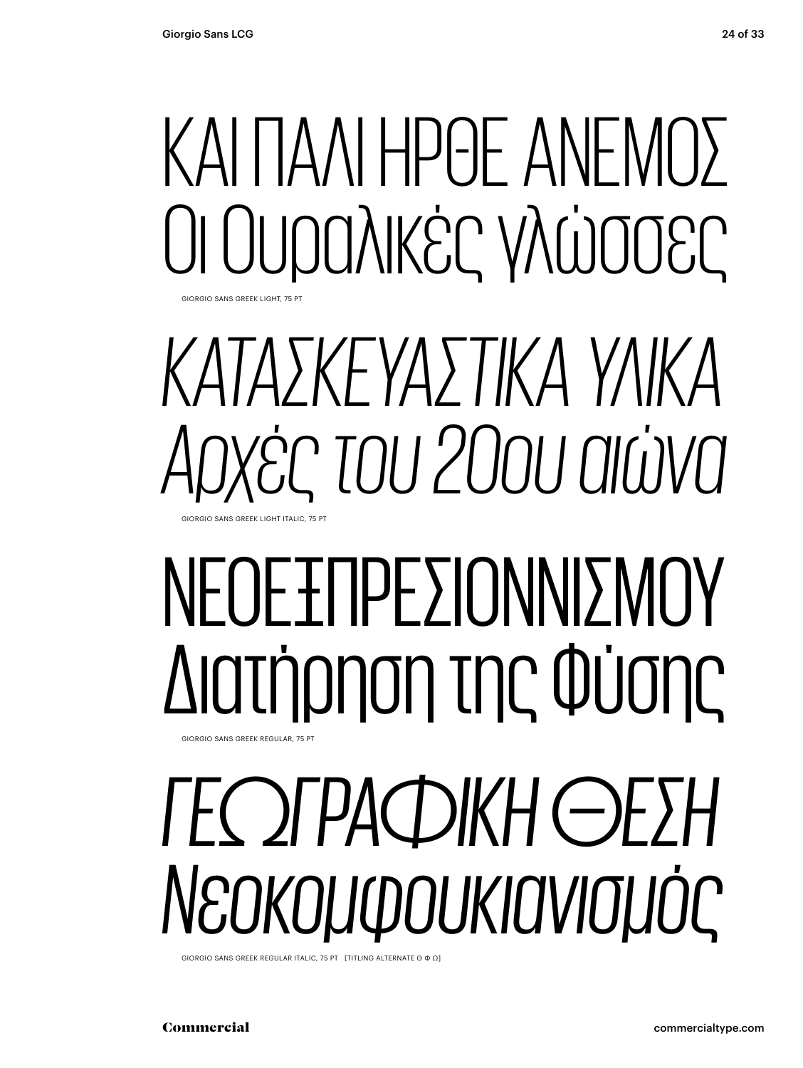ΚΑΙ ΠΑΛΙ ΗΡΘΕ ΑΝΕΜΟΣ
Οι Ουραλικές γλώσσες

GIORGIO SANS GREEK LIGHT, 75 PT

*ΚΑΤΑΣΚΕΥΑΣΤΙΚΑ ΥΛΙΚΑ*
*Αρχές του 20ου αιώνα*

GIORGIO SANS GREEK LIGHT ITALIC, 75 PT

ΝΕΟΕΞΠΡΕΣΙΟΝΝΙΣΜΟΥ
Διατήρηση της Φύσης

GIORGIO SANS GREEK REGULAR, 75 PT

*ΓΕΩΓΡΑΦΙΚΗ ΘΕΣΗ*
*Νεοκομφουκιανισμός*

GIORGIO SANS GREEK REGULAR ITALIC, 75 PT [TITLING ALTERNATE Θ Φ Ω]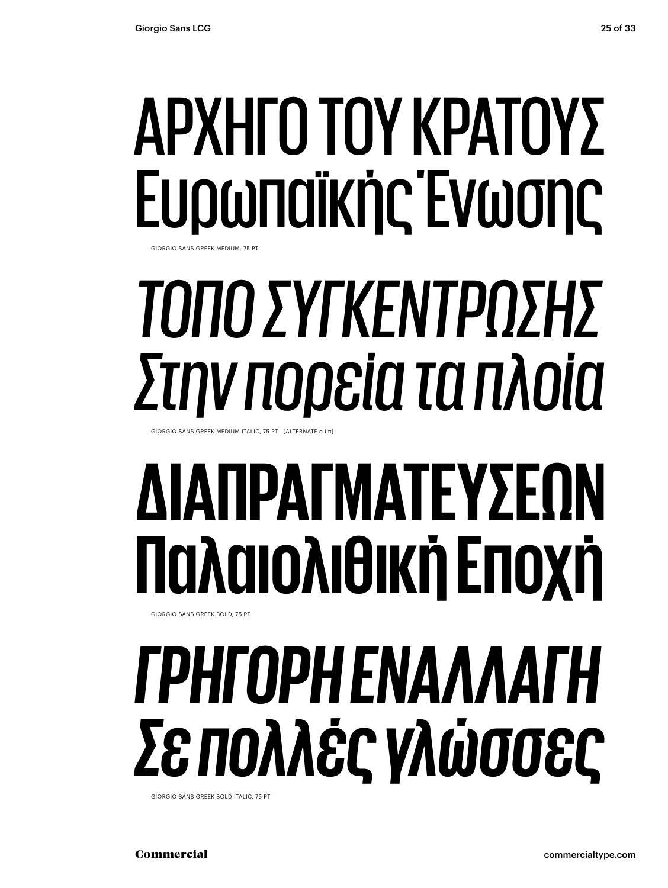ΑΡΧΗΓΟ ΤΟΥ ΚΡΑΤΟΥΣ
Ευρωπαϊκής Ένωσης

GIORGIO SANS GREEK MEDIUM, 75 PT

*ΤΟΠΟ ΣΥΓΚΕΝΤΡΩΣΗΣ*
*Στην πορεία τα πλοία*

GIORGIO SANS GREEK MEDIUM ITALIC, 75 PT [ALTERNATE α ί π]

**ΔΙΑΠΡΑΓΜΑΤΕΥΣΕΩΝ**
**Παλαιολιθική Εποχή**

GIORGIO SANS GREEK BOLD, 75 PT

***ΓΡΗΓΟΡΗ ΕΝΑΛΛΑΓΗ***
***Σε πολλές γλώσσες***

GIORGIO SANS GREEK BOLD ITALIC, 75 PT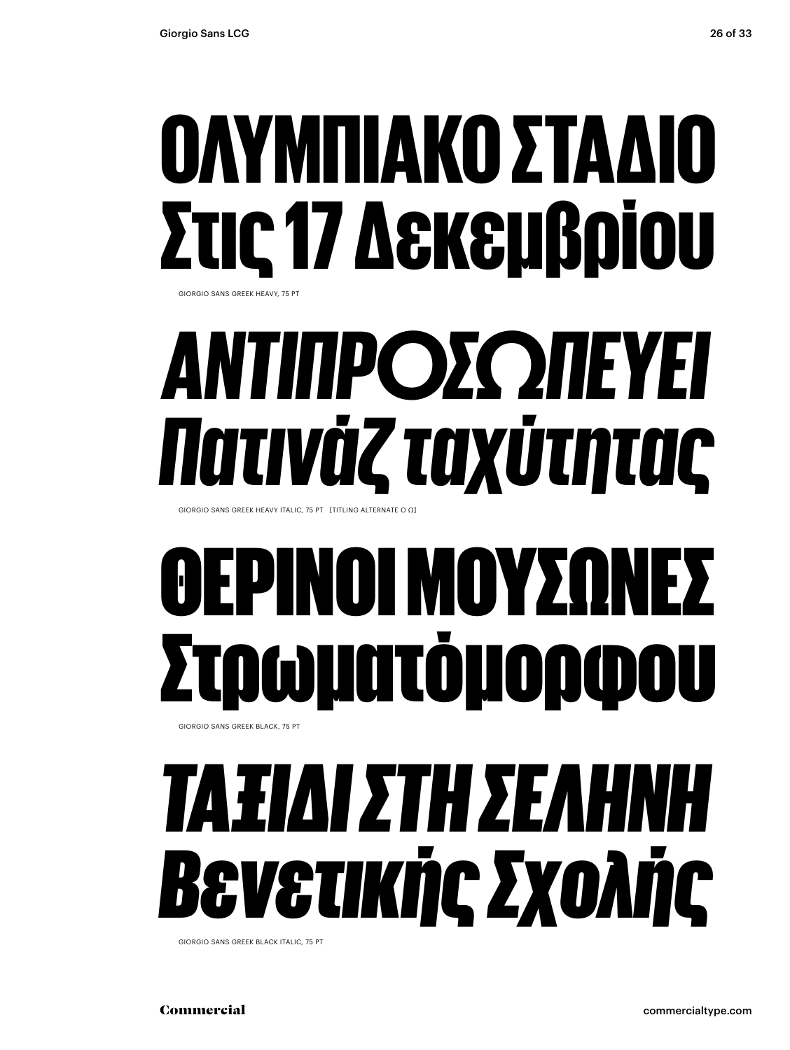ΟΛΥΜΠΙΑΚΟ ΣΤΑΔΙΟ
Στις 17 Δεκεμβρίου

GIORGIO SANS GREEK HEAVY, 75 PT

*ΑΝΤΙΠΡΟΣΩΠΕΥΕΙ*
*Πατινάζ ταχύτητας*

GIORGIO SANS GREEK HEAVY ITALIC, 75 PT [TITLING ALTERNATE Ο Ω]

ΘΕΡΙΝΟΙ ΜΟΥΣΩΝΕΣ
Στρωματόμορφου

GIORGIO SANS GREEK BLACK, 75 PT

*ΤΑΞΙΔΙ ΣΤΗ ΣΕΛΗΝΗ*
*Βενετικής Σχολής*

GIORGIO SANS GREEK BLACK ITALIC, 75 PT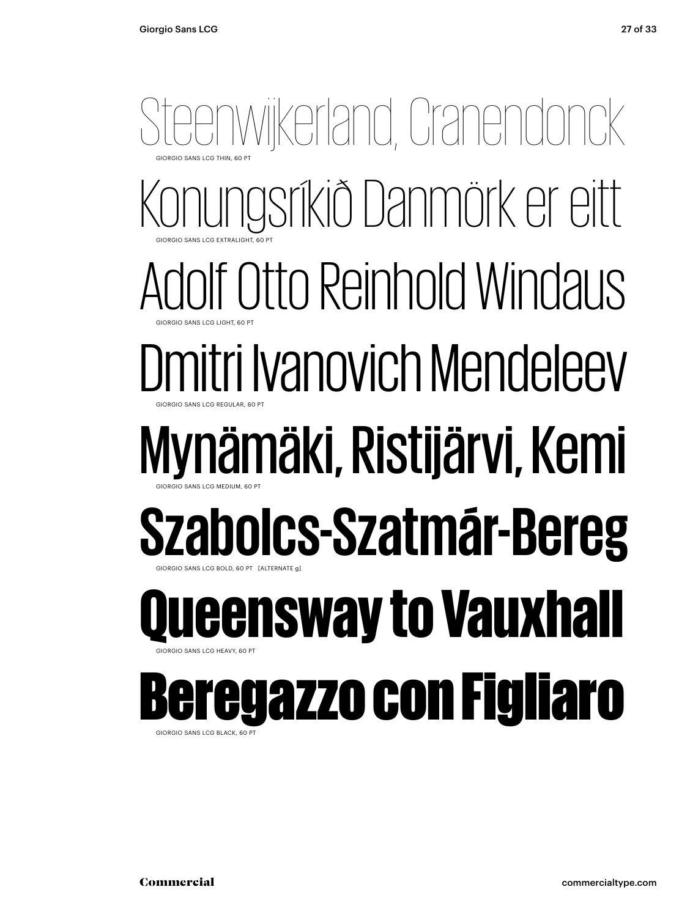Steenwijkerland, Cranendonck

GIORGIO SANS LCG THIN, 60 PT

Konungsríkið Danmörk er eitt

GIORGIO SANS LCG EXTRALIGHT, 60 PT

Adolf Otto Reinhold Windaus

GIORGIO SANS LCG LIGHT, 60 PT

Dmitri Ivanovich Mendeleev

GIORGIO SANS LCG REGULAR, 60 PT

**Mynämäki, Ristijärvi, Kemi**

GIORGIO SANS LCG MEDIUM, 60 PT

**Szabolcs-Szatmár-Bereg**

GIORGIO SANS LCG BOLD, 60 PT [ALTERNATE g]

**Queensway to Vauxhall**

GIORGIO SANS LCG HEAVY, 60 PT

**Beregazzo con Figliaro**

GIORGIO SANS LCG BLACK, 60 PT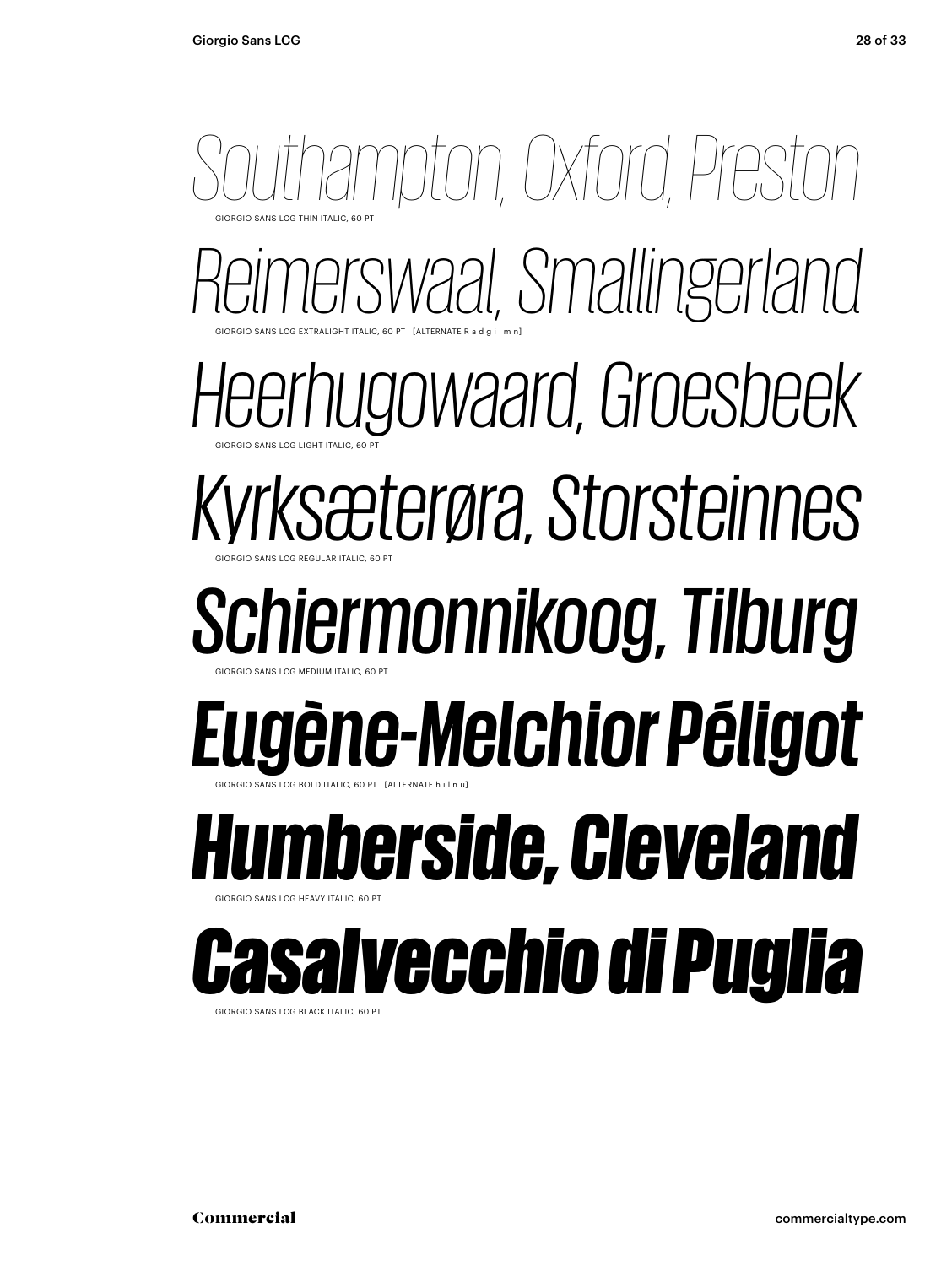*Southampton, Oxford, Preston*

GIORGIO SANS LCG THIN ITALIC, 60 PT

*Reimerswaal, Smallingerland*

GIORGIO SANS LCG EXTRALIGHT ITALIC, 60 PT [ALTERNATE R a d g i l m n]

*Heerhugowaard, Groesbeek*

GIORGIO SANS LCG LIGHT ITALIC, 60 PT

*Kyrksæterøra, Storsteinnes*

GIORGIO SANS LCG REGULAR ITALIC, 60 PT

*Schiermonnikoog, Tilburg*

GIORGIO SANS LCG MEDIUM ITALIC, 60 PT

***Eugène-Melchior Péligot***

GIORGIO SANS LCG BOLD ITALIC, 60 PT [ALTERNATE h i l n u]

***Humberside, Cleveland***

GIORGIO SANS LCG HEAVY ITALIC, 60 PT

***Casalvecchio di Puglia***

GIORGIO SANS LCG BLACK ITALIC, 60 PT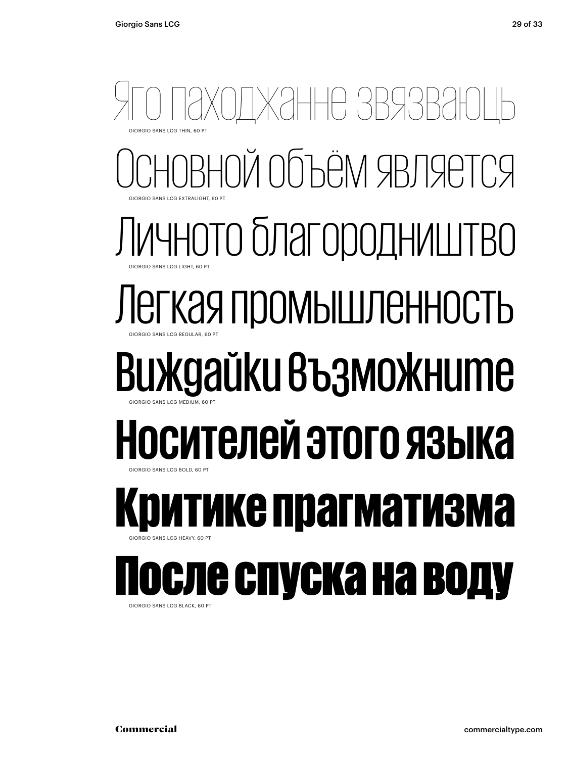Яго паходжанне звязваюць

GIORGIO SANS LCG THIN, 60 PT

Основной объём является

GIORGIO SANS LCG EXTRALIGHT, 60 PT

Личното благородништво

GIORGIO SANS LCG LIGHT, 60 PT

Легкая промышленность

GIORGIO SANS LCG REGULAR, 60 PT

Виждайки възможните

GIORGIO SANS LCG MEDIUM, 60 PT

**Носителей этого языка**

GIORGIO SANS LCG BOLD, 60 PT

**Критике прагматизма**

GIORGIO SANS LCG HEAVY, 60 PT

**После спуска на воду**

GIORGIO SANS LCG BLACK, 60 PT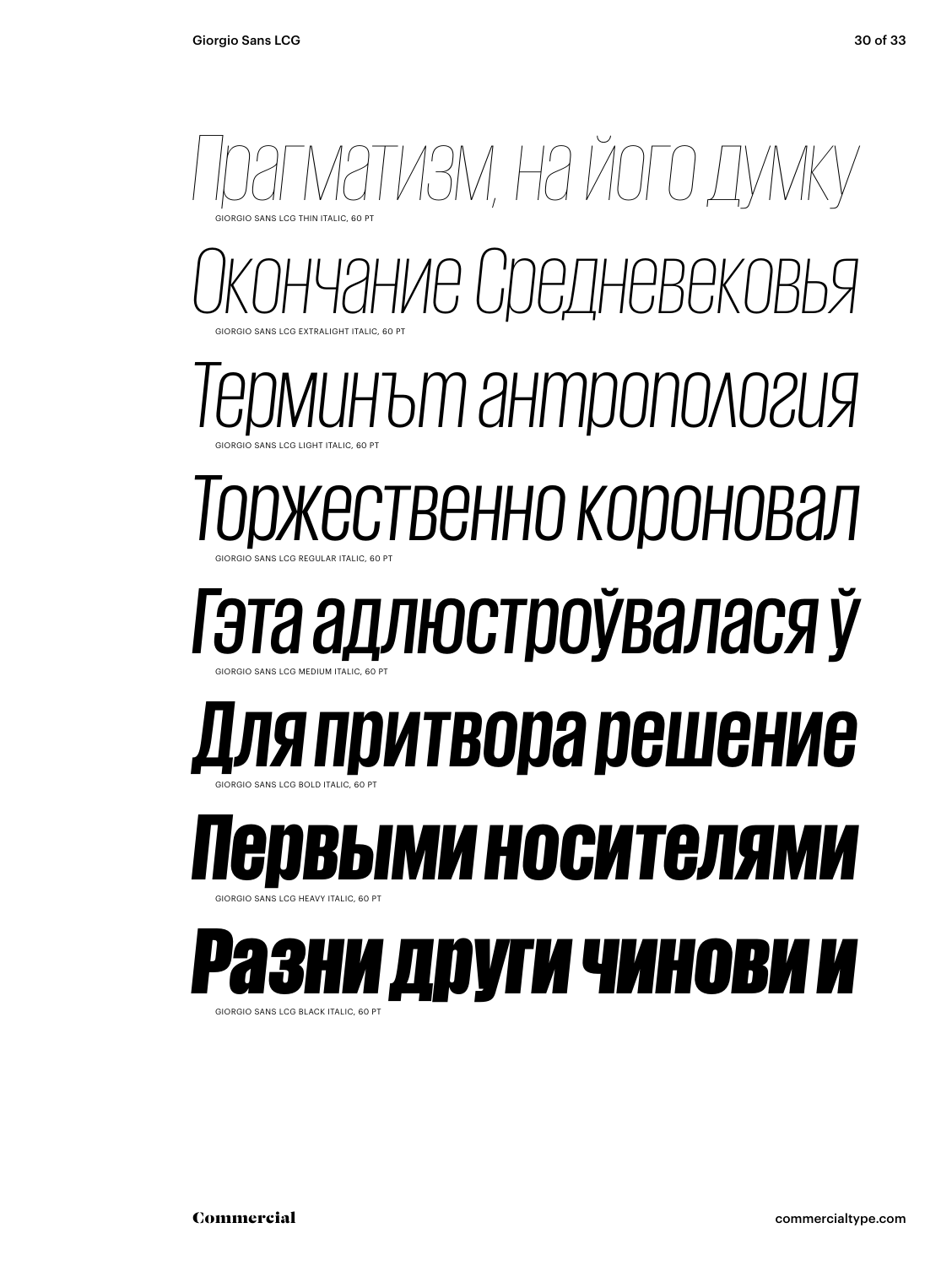*Прагматизм, на його думку*

GIORGIO SANS LCG THIN ITALIC, 60 PT

*Окончание Средневековья*

GIORGIO SANS LCG EXTRALIGHT ITALIC, 60 PT

*Терминът антропология*

GIORGIO SANS LCG LIGHT ITALIC, 60 PT

*Торжественно короновал*

GIORGIO SANS LCG REGULAR ITALIC, 60 PT

*Гэта адлюстроўвалася ў*

GIORGIO SANS LCG MEDIUM ITALIC, 60 PT

***Для притвора решение***

GIORGIO SANS LCG BOLD ITALIC, 60 PT

***Первыми носителями***

GIORGIO SANS LCG HEAVY ITALIC, 60 PT

***Разни други чинови и***

GIORGIO SANS LCG BLACK ITALIC, 60 PT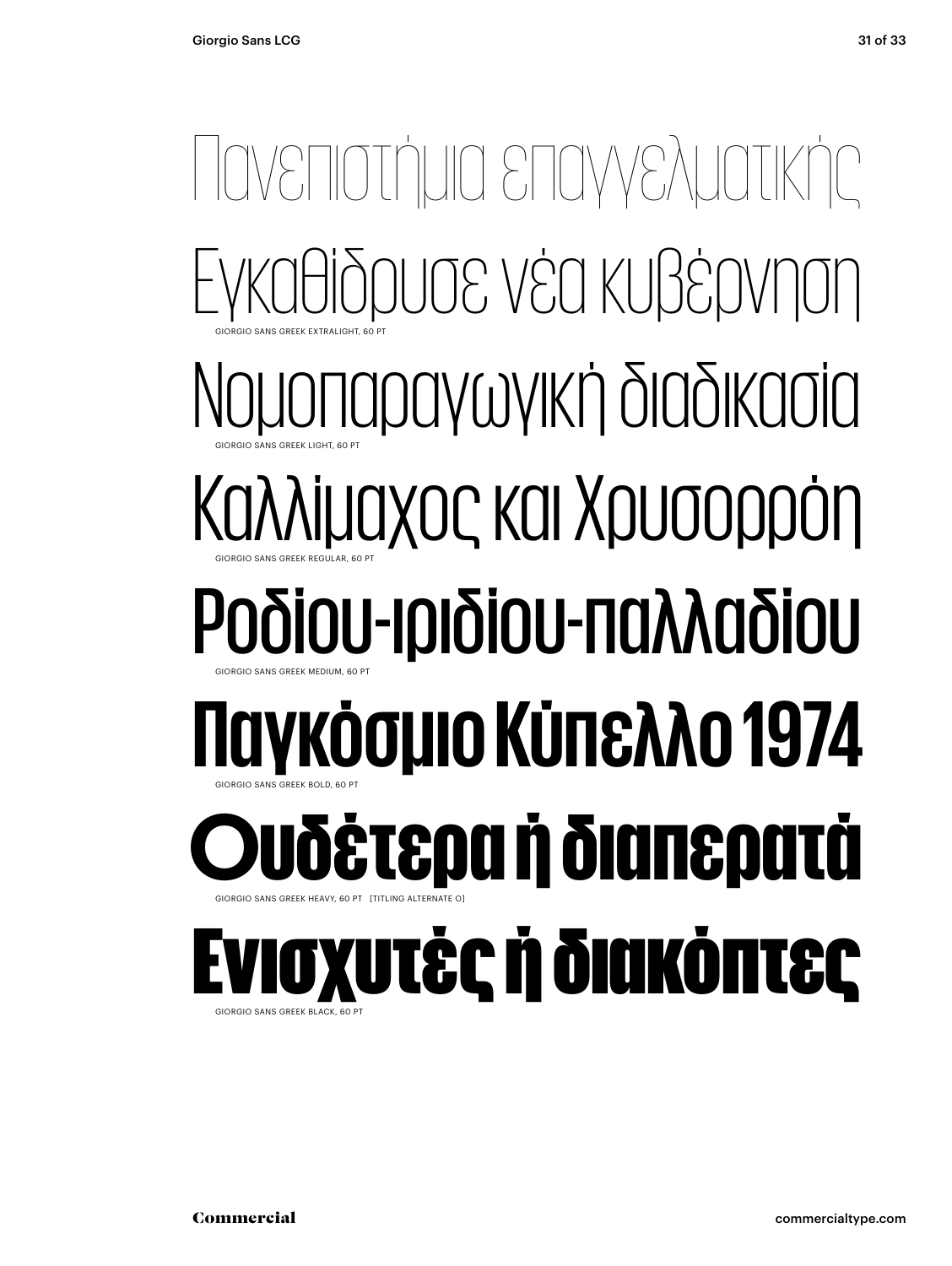Πανεπιστήμια επαγγελματικής

Εγκαθίδρυσε νέα κυβέρνηση

GIORGIO SANS GREEK EXTRALIGHT, 60 PT

Νομοπαραγωγική διαδικασία

GIORGIO SANS GREEK LIGHT, 60 PT

Καλλίμαχος και Χρυσορρόη

GIORGIO SANS GREEK REGULAR, 60 PT

Ροδίου-ιριδίου-παλλαδίου

GIORGIO SANS GREEK MEDIUM, 60 PT

**Παγκόσμιο Κύπελλο 1974**

GIORGIO SANS GREEK BOLD, 60 PT

**Ουδέτερα ή διαπερατά**

GIORGIO SANS GREEK HEAVY, 60 PT [TITLING ALTERNATE O]

**Ενισχυτές ή διακόπτες**

GIORGIO SANS GREEK BLACK, 60 PT

Commercial

commercialtype.com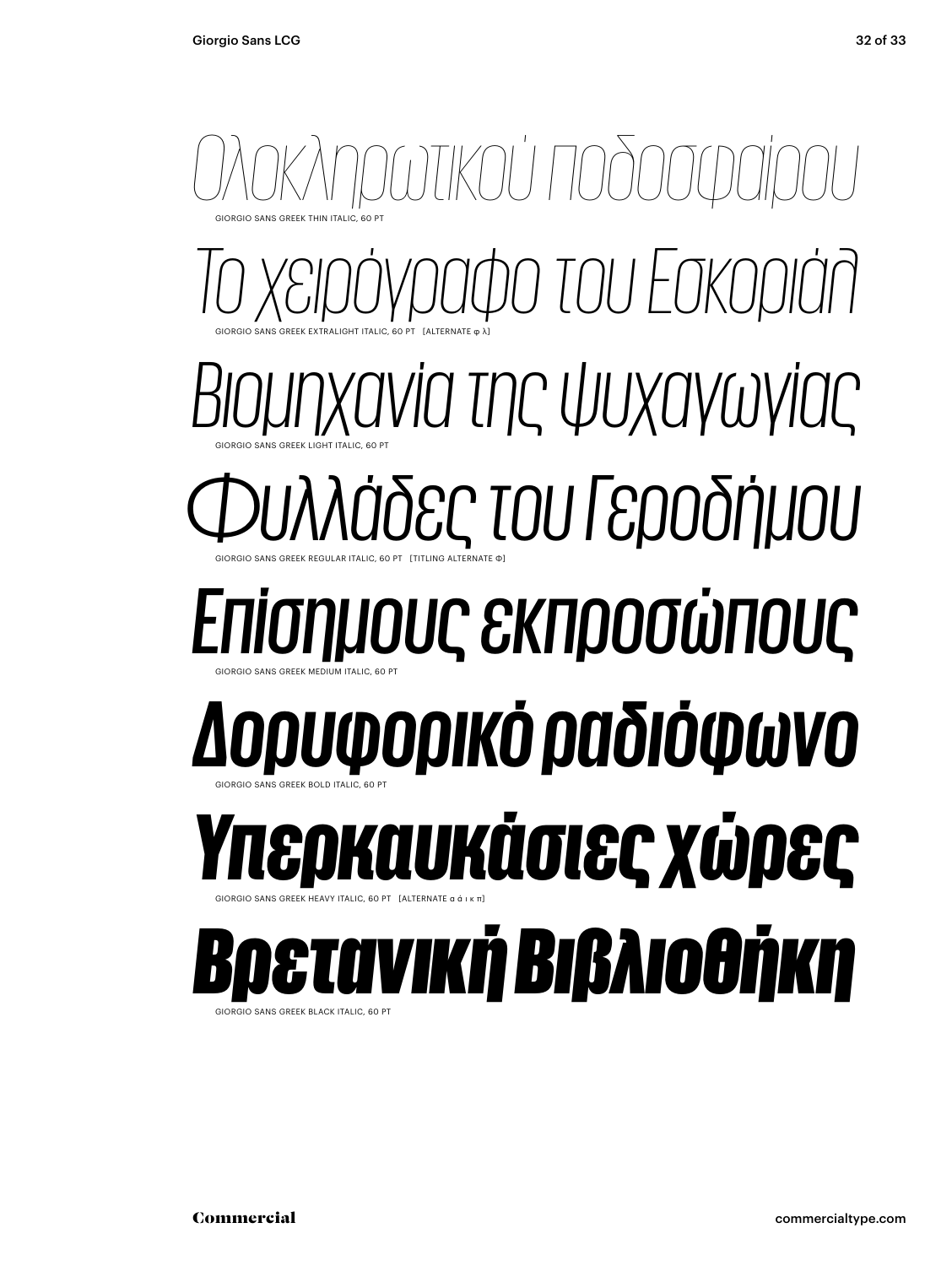*Ολοκληρωτικού ποδοσφαίρου*

GIORGIO SANS GREEK THIN ITALIC, 60 PT

*Το χειρόγραφο του Εσκοριάλ*

GIORGIO SANS GREEK EXTRALIGHT ITALIC, 60 PT [ALTERNATE φ λ]

*Βιομηχανία της ψυχαγωγίας*

GIORGIO SANS GREEK LIGHT ITALIC, 60 PT

*Φυλλάδες του Γεροδήμου*

GIORGIO SANS GREEK REGULAR ITALIC, 60 PT [TITLING ALTERNATE Φ]

*Επίσημους εκπροσώπους*

GIORGIO SANS GREEK MEDIUM ITALIC, 60 PT

***Δορυφορικό ραδιόφωνο***

GIORGIO SANS GREEK BOLD ITALIC, 60 PT

***Υπερκαυκάσιες χώρες***

GIORGIO SANS GREEK HEAVY ITALIC, 60 PT [ALTERNATE α ά ι κ π]

***Βρετανική Βιβλιοθήκη***

GIORGIO SANS GREEK BLACK ITALIC, 60 PT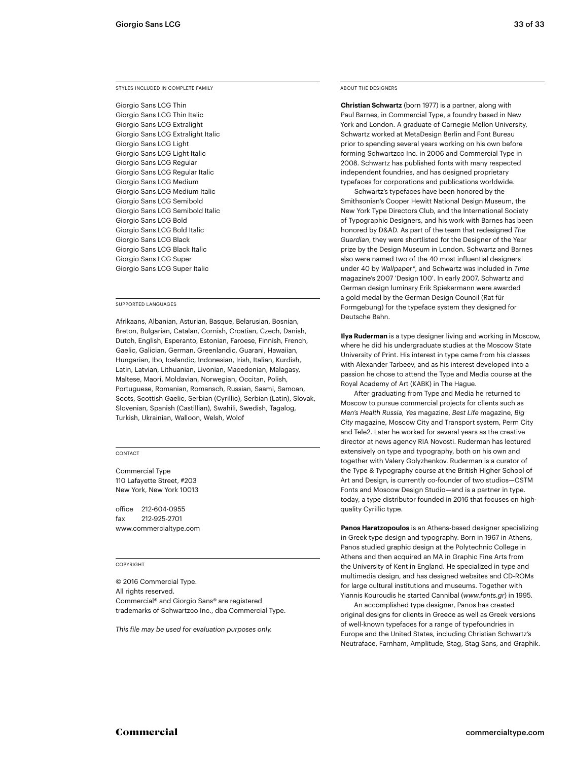## STYLES INCLUDED IN COMPLETE FAMILY

Giorgio Sans LCG Thin
Giorgio Sans LCG Thin Italic
Giorgio Sans LCG Extralight
Giorgio Sans LCG Extralight Italic
Giorgio Sans LCG Light
Giorgio Sans LCG Light Italic
Giorgio Sans LCG Regular
Giorgio Sans LCG Regular Italic
Giorgio Sans LCG Medium
Giorgio Sans LCG Medium Italic
Giorgio Sans LCG Semibold
Giorgio Sans LCG Semibold Italic
Giorgio Sans LCG Bold
Giorgio Sans LCG Bold Italic
Giorgio Sans LCG Black
Giorgio Sans LCG Black Italic
Giorgio Sans LCG Super
Giorgio Sans LCG Super Italic

## SUPPORTED LANGUAGES

Afrikaans, Albanian, Asturian, Basque, Belarusian, Bosnian, Breton, Bulgarian, Catalan, Cornish, Croatian, Czech, Danish, Dutch, English, Esperanto, Estonian, Faroese, Finnish, French, Gaelic, Galician, German, Greenlandic, Guarani, Hawaiian, Hungarian, Ibo, Icelandic, Indonesian, Irish, Italian, Kurdish, Latin, Latvian, Lithuanian, Livonian, Macedonian, Malagasy, Maltese, Maori, Moldavian, Norwegian, Occitan, Polish, Portuguese, Romanian, Romansch, Russian, Saami, Samoan, Scots, Scottish Gaelic, Serbian (Cyrillic), Serbian (Latin), Slovak, Slovenian, Spanish (Castillian), Swahili, Swedish, Tagalog, Turkish, Ukrainian, Walloon, Welsh, Wolof

## CONTACT

Commercial Type
110 Lafayette Street, #203
New York, New York 10013

office 212-604-0955
fax 212-925-2701
www.commercialtype.com

## COPYRIGHT

© 2016 Commercial Type.
All rights reserved.
Commercial® and Giorgio Sans® are registered trademarks of Schwartzco Inc., dba Commercial Type.

*This file may be used for evaluation purposes only.*

## ABOUT THE DESIGNERS

**Christian Schwartz** (born 1977) is a partner, along with Paul Barnes, in Commercial Type, a foundry based in New York and London. A graduate of Carnegie Mellon University, Schwartz worked at MetaDesign Berlin and Font Bureau prior to spending several years working on his own before forming Schwartzco Inc. in 2006 and Commercial Type in 2008. Schwartz has published fonts with many respected independent foundries, and has designed proprietary typefaces for corporations and publications worldwide.

Schwartz's typefaces have been honored by the Smithsonian's Cooper Hewitt National Design Museum, the New York Type Directors Club, and the International Society of Typographic Designers, and his work with Barnes has been honored by D&AD. As part of the team that redesigned *The Guardian*, they were shortlisted for the Designer of the Year prize by the Design Museum in London. Schwartz and Barnes also were named two of the 40 most influential designers under 40 by *Wallpaper**, and Schwartz was included in *Time* magazine's 2007 'Design 100'. In early 2007, Schwartz and German design luminary Erik Spiekermann were awarded a gold medal by the German Design Council (Rat für Formgebung) for the typeface system they designed for Deutsche Bahn.

**Ilya Ruderman** is a type designer living and working in Moscow, where he did his undergraduate studies at the Moscow State University of Print. His interest in type came from his classes with Alexander Tarbeev, and as his interest developed into a passion he chose to attend the Type and Media course at the Royal Academy of Art (KABK) in The Hague.

After graduating from Type and Media he returned to Moscow to pursue commercial projects for clients such as *Men's Health Russia, Yes* magazine, *Best Life* magazine, *Big City* magazine, Moscow City and Transport system, Perm City and Tele2. Later he worked for several years as the creative director at news agency RIA Novosti. Ruderman has lectured extensively on type and typography, both on his own and together with Valery Golyzhenkov. Ruderman is a curator of the Type & Typography course at the British Higher School of Art and Design, is currently co-founder of two studios—CSTM Fonts and Moscow Design Studio—and is a partner in type.today, a type distributor founded in 2016 that focuses on high-quality Cyrillic type.

**Panos Haratzopoulos** is an Athens-based designer specializing in Greek type design and typography. Born in 1967 in Athens, Panos studied graphic design at the Polytechnic College in Athens and then acquired an MA in Graphic Fine Arts from the University of Kent in England. He specialized in type and multimedia design, and has designed websites and CD-ROMs for large cultural institutions and museums. Together with Yiannis Kouroudis he started Cannibal (*www.fonts.gr*) in 1995.

An accomplished type designer, Panos has created original designs for clients in Greece as well as Greek versions of well-known typefaces for a range of typefoundries in Europe and the United States, including Christian Schwartz's Neutraface, Farnham, Amplitude, Stag, Stag Sans, and Graphik.